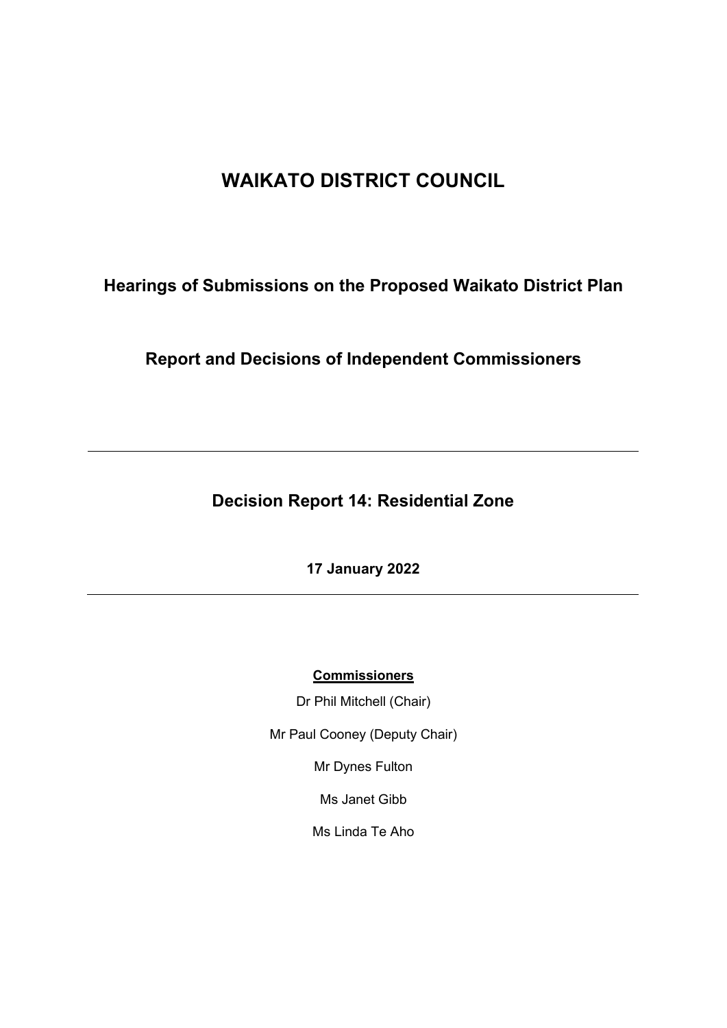# WAIKATO DISTRICT COUNCIL

## Hearings of Submissions on the Proposed Waikato District Plan

## Report and Decisions of Independent Commissioners

---

## Decision Report 14: Residential Zone

**17 January 2022**

---

**Commissioners**

Dr Phil Mitchell (Chair)

Mr Paul Cooney (Deputy Chair)

Mr Dynes Fulton

Ms Janet Gibb

Ms Linda Te Aho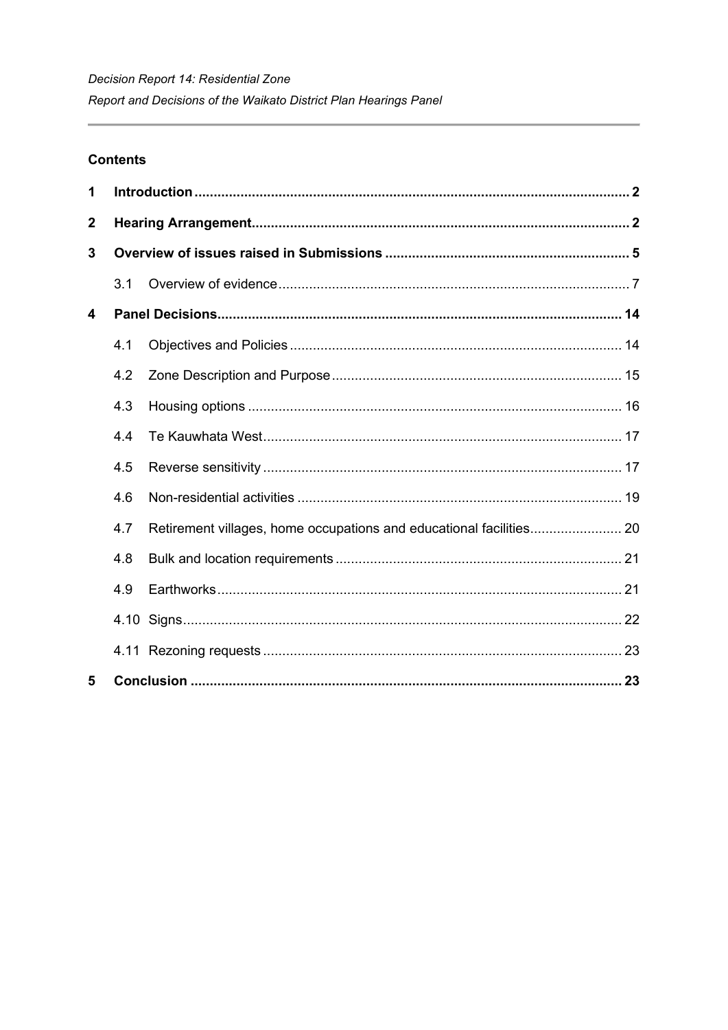**Contents**

| | | |
|---|---|---|
| **1** | **Introduction** | **2** |
| **2** | **Hearing Arrangement** | **2** |
| **3** | **Overview of issues raised in Submissions** | **5** |
| | 3.1 Overview of evidence | 7 |
| **4** | **Panel Decisions** | **14** |
| | 4.1 Objectives and Policies | 14 |
| | 4.2 Zone Description and Purpose | 15 |
| | 4.3 Housing options | 16 |
| | 4.4 Te Kauwhata West | 17 |
| | 4.5 Reverse sensitivity | 17 |
| | 4.6 Non-residential activities | 19 |
| | 4.7 Retirement villages, home occupations and educational facilities | 20 |
| | 4.8 Bulk and location requirements | 21 |
| | 4.9 Earthworks | 21 |
| | 4.10 Signs | 22 |
| | 4.11 Rezoning requests | 23 |
| **5** | **Conclusion** | **23** |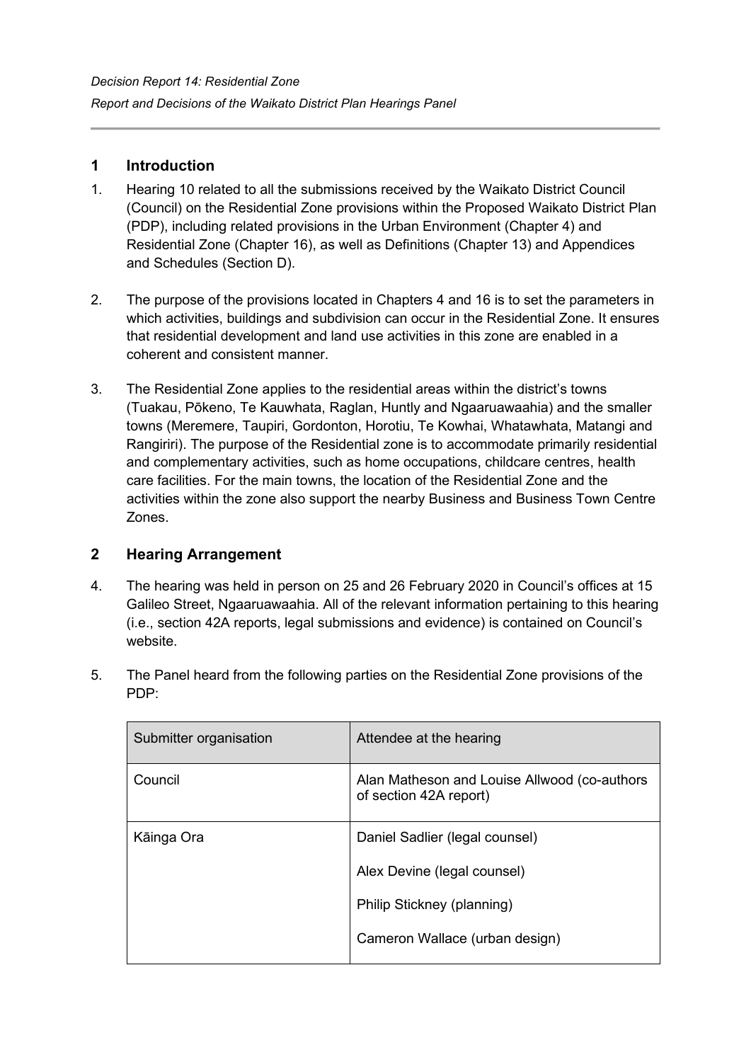## 1 Introduction

1. Hearing 10 related to all the submissions received by the Waikato District Council (Council) on the Residential Zone provisions within the Proposed Waikato District Plan (PDP), including related provisions in the Urban Environment (Chapter 4) and Residential Zone (Chapter 16), as well as Definitions (Chapter 13) and Appendices and Schedules (Section D).

2. The purpose of the provisions located in Chapters 4 and 16 is to set the parameters in which activities, buildings and subdivision can occur in the Residential Zone. It ensures that residential development and land use activities in this zone are enabled in a coherent and consistent manner.

3. The Residential Zone applies to the residential areas within the district's towns (Tuakau, Pōkeno, Te Kauwhata, Raglan, Huntly and Ngaaruawaahia) and the smaller towns (Meremere, Taupiri, Gordonton, Horotiu, Te Kowhai, Whatawhata, Matangi and Rangiriri). The purpose of the Residential zone is to accommodate primarily residential and complementary activities, such as home occupations, childcare centres, health care facilities. For the main towns, the location of the Residential Zone and the activities within the zone also support the nearby Business and Business Town Centre Zones.

## 2 Hearing Arrangement

4. The hearing was held in person on 25 and 26 February 2020 in Council's offices at 15 Galileo Street, Ngaaruawaahia. All of the relevant information pertaining to this hearing (i.e., section 42A reports, legal submissions and evidence) is contained on Council's website.

5. The Panel heard from the following parties on the Residential Zone provisions of the PDP:

| Submitter organisation | Attendee at the hearing |
|---|---|
| Council | Alan Matheson and Louise Allwood (co-authors of section 42A report) |
| Kāinga Ora | Daniel Sadlier (legal counsel)<br>Alex Devine (legal counsel)<br>Philip Stickney (planning)<br>Cameron Wallace (urban design) |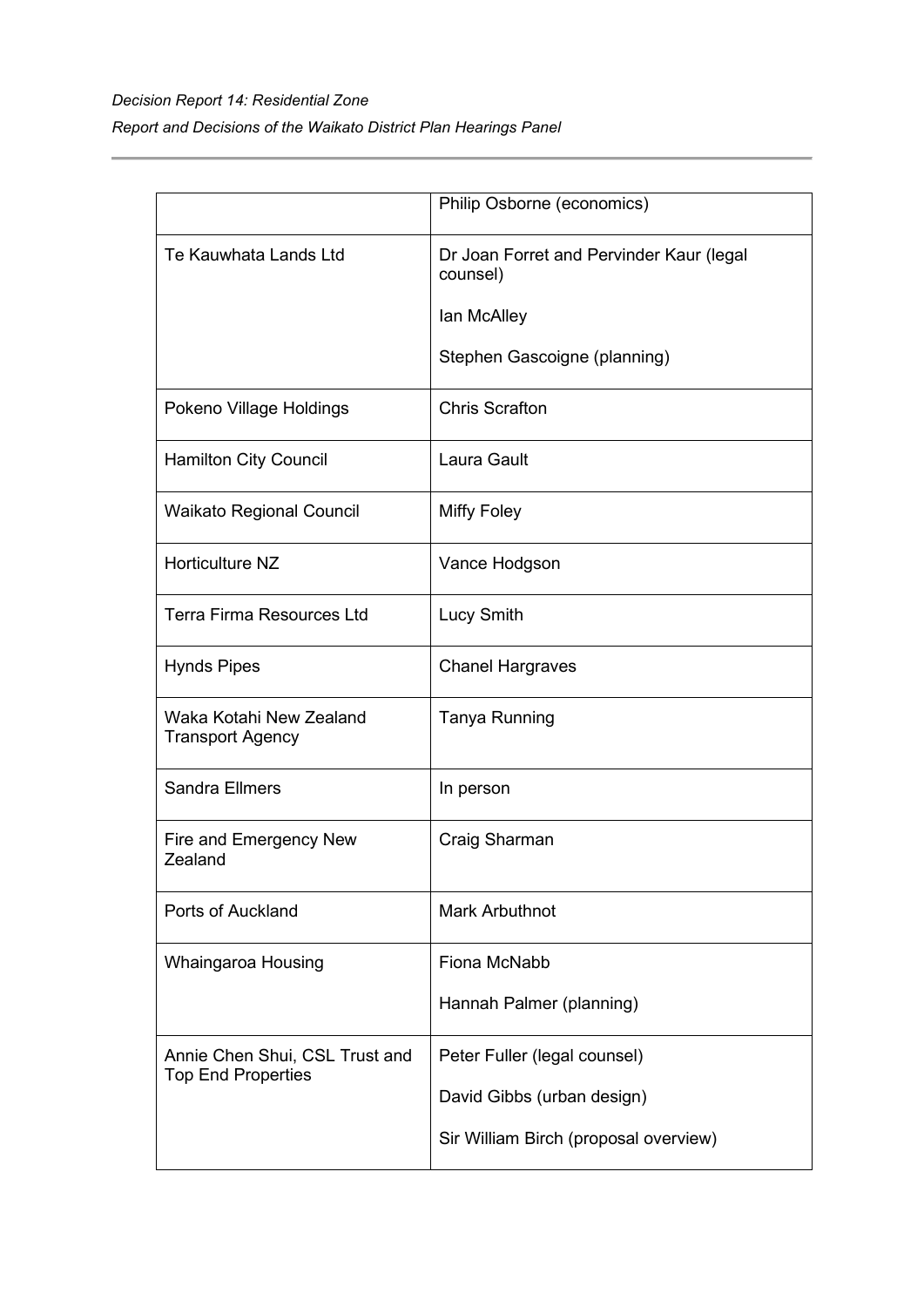| | |
|---|---|
| | Philip Osborne (economics) |
| Te Kauwhata Lands Ltd | Dr Joan Forret and Pervinder Kaur (legal counsel)<br><br>Ian McAlley<br><br>Stephen Gascoigne (planning) |
| Pokeno Village Holdings | Chris Scrafton |
| Hamilton City Council | Laura Gault |
| Waikato Regional Council | Miffy Foley |
| Horticulture NZ | Vance Hodgson |
| Terra Firma Resources Ltd | Lucy Smith |
| Hynds Pipes | Chanel Hargraves |
| Waka Kotahi New Zealand Transport Agency | Tanya Running |
| Sandra Ellmers | In person |
| Fire and Emergency New Zealand | Craig Sharman |
| Ports of Auckland | Mark Arbuthnot |
| Whaingaroa Housing | Fiona McNabb<br><br>Hannah Palmer (planning) |
| Annie Chen Shui, CSL Trust and Top End Properties | Peter Fuller (legal counsel)<br><br>David Gibbs (urban design)<br><br>Sir William Birch (proposal overview) |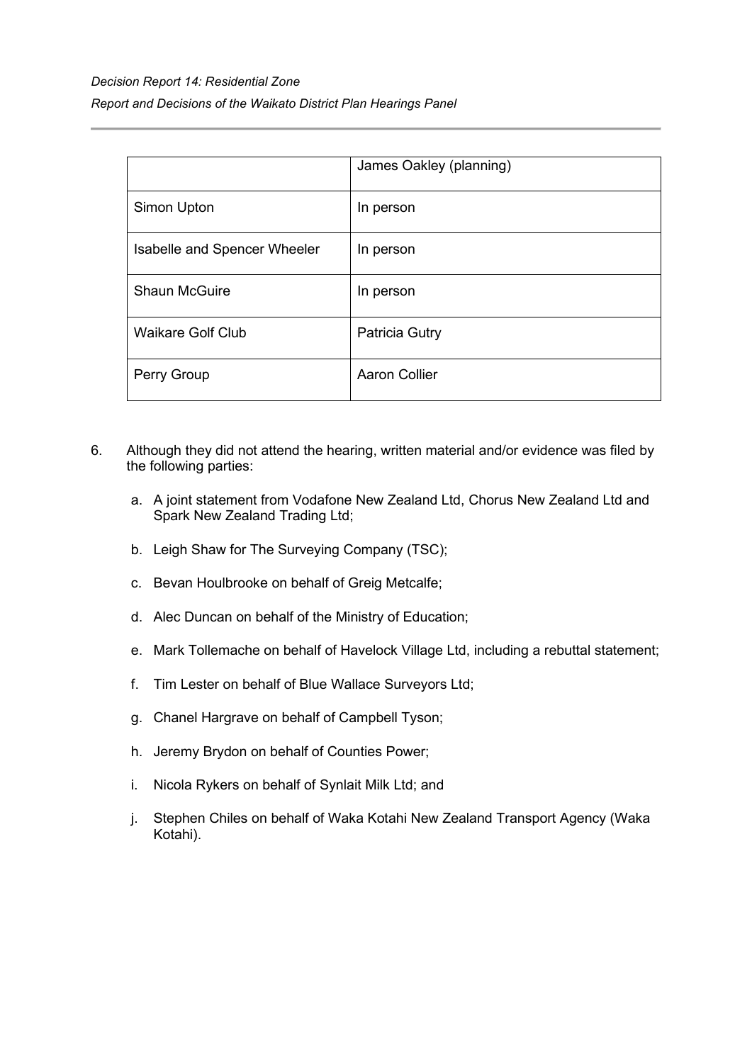| | |
|---|---|
| | James Oakley (planning) |
| Simon Upton | In person |
| Isabelle and Spencer Wheeler | In person |
| Shaun McGuire | In person |
| Waikare Golf Club | Patricia Gutry |
| Perry Group | Aaron Collier |

6. Although they did not attend the hearing, written material and/or evidence was filed by the following parties:

   a. A joint statement from Vodafone New Zealand Ltd, Chorus New Zealand Ltd and Spark New Zealand Trading Ltd;

   b. Leigh Shaw for The Surveying Company (TSC);

   c. Bevan Houlbrooke on behalf of Greig Metcalfe;

   d. Alec Duncan on behalf of the Ministry of Education;

   e. Mark Tollemache on behalf of Havelock Village Ltd, including a rebuttal statement;

   f. Tim Lester on behalf of Blue Wallace Surveyors Ltd;

   g. Chanel Hargrave on behalf of Campbell Tyson;

   h. Jeremy Brydon on behalf of Counties Power;

   i. Nicola Rykers on behalf of Synlait Milk Ltd; and

   j. Stephen Chiles on behalf of Waka Kotahi New Zealand Transport Agency (Waka Kotahi).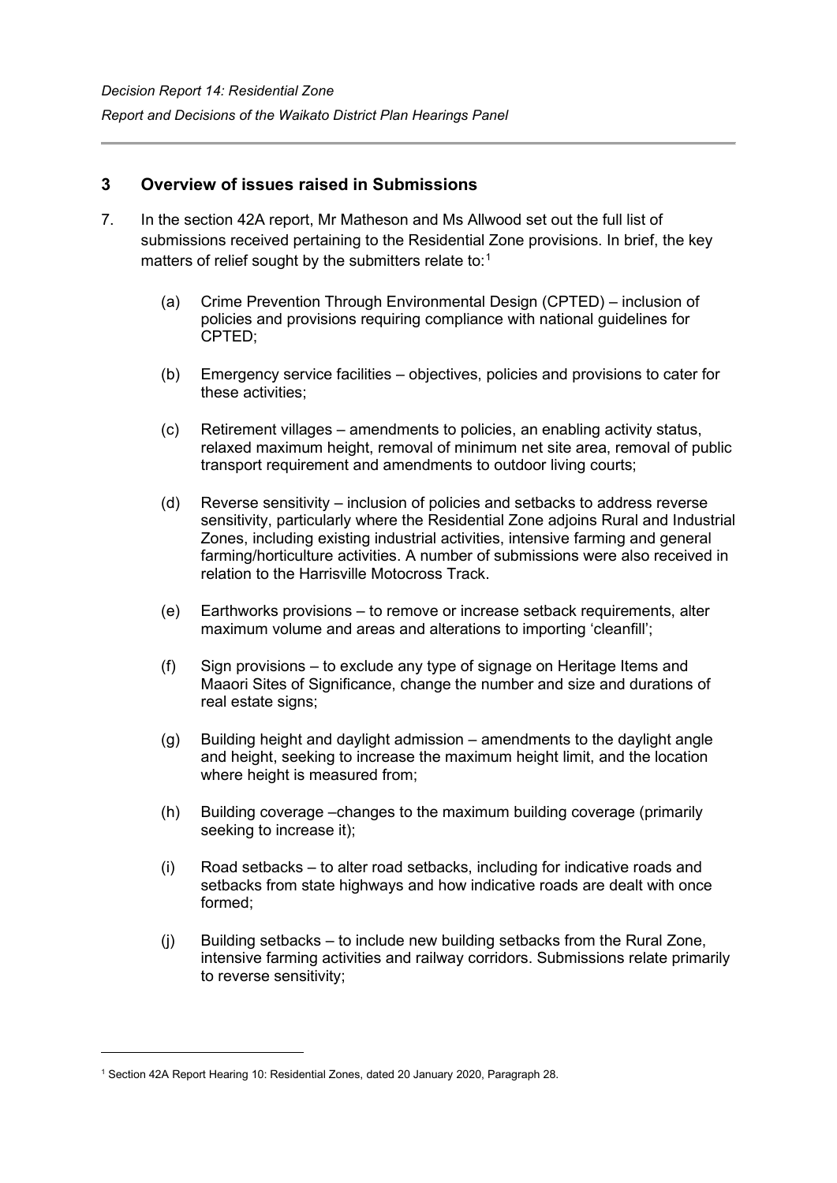## 3 Overview of issues raised in Submissions

7. In the section 42A report, Mr Matheson and Ms Allwood set out the full list of submissions received pertaining to the Residential Zone provisions. In brief, the key matters of relief sought by the submitters relate to:[1]

   (a) Crime Prevention Through Environmental Design (CPTED) – inclusion of policies and provisions requiring compliance with national guidelines for CPTED;

   (b) Emergency service facilities – objectives, policies and provisions to cater for these activities;

   (c) Retirement villages – amendments to policies, an enabling activity status, relaxed maximum height, removal of minimum net site area, removal of public transport requirement and amendments to outdoor living courts;

   (d) Reverse sensitivity – inclusion of policies and setbacks to address reverse sensitivity, particularly where the Residential Zone adjoins Rural and Industrial Zones, including existing industrial activities, intensive farming and general farming/horticulture activities. A number of submissions were also received in relation to the Harrisville Motocross Track.

   (e) Earthworks provisions – to remove or increase setback requirements, alter maximum volume and areas and alterations to importing 'cleanfill';

   (f) Sign provisions – to exclude any type of signage on Heritage Items and Maaori Sites of Significance, change the number and size and durations of real estate signs;

   (g) Building height and daylight admission – amendments to the daylight angle and height, seeking to increase the maximum height limit, and the location where height is measured from;

   (h) Building coverage –changes to the maximum building coverage (primarily seeking to increase it);

   (i) Road setbacks – to alter road setbacks, including for indicative roads and setbacks from state highways and how indicative roads are dealt with once formed;

   (j) Building setbacks – to include new building setbacks from the Rural Zone, intensive farming activities and railway corridors. Submissions relate primarily to reverse sensitivity;

---

[1] Section 42A Report Hearing 10: Residential Zones, dated 20 January 2020, Paragraph 28.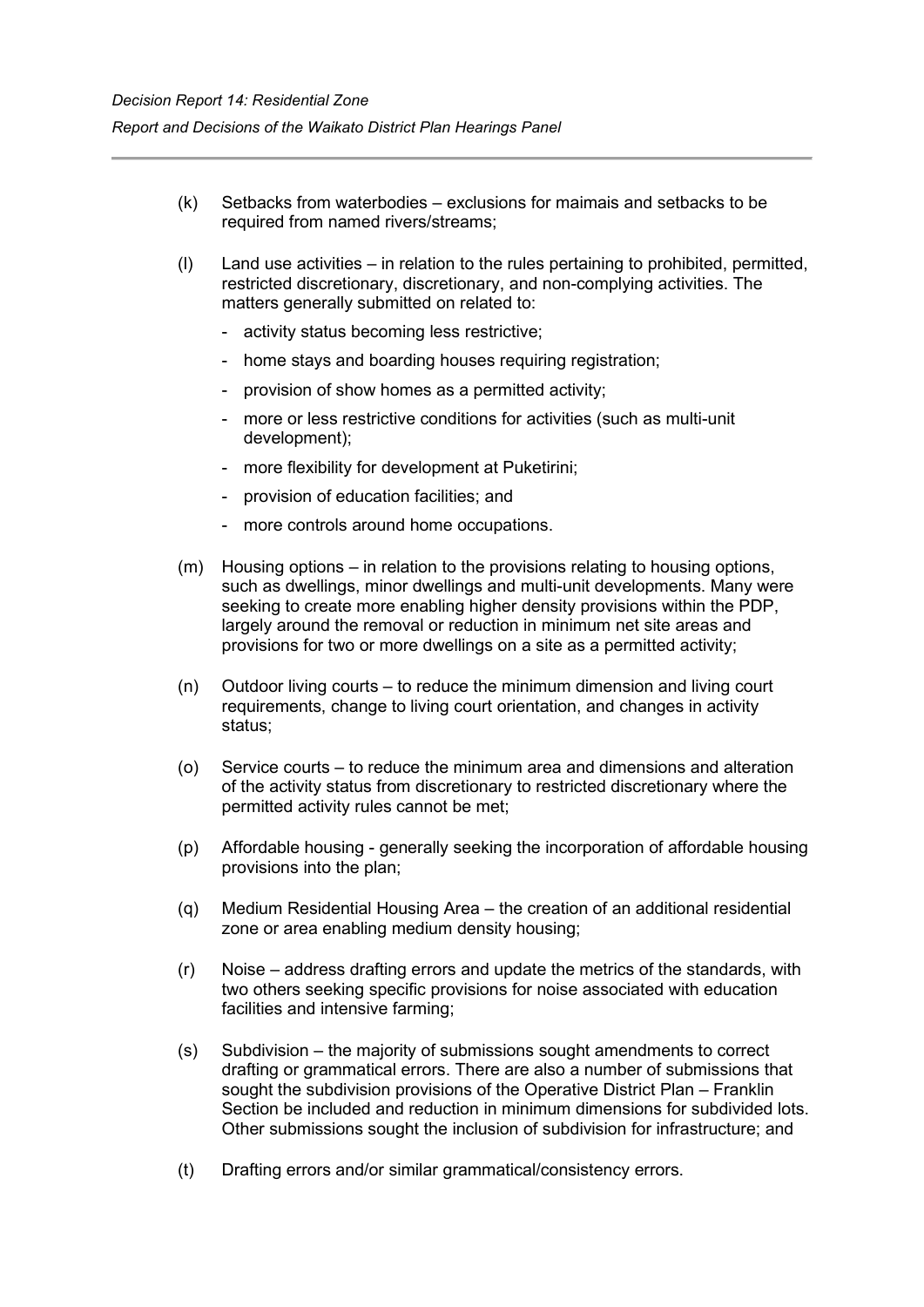(k) Setbacks from waterbodies – exclusions for maimais and setbacks to be required from named rivers/streams;

(l) Land use activities – in relation to the rules pertaining to prohibited, permitted, restricted discretionary, discretionary, and non-complying activities. The matters generally submitted on related to:

- activity status becoming less restrictive;
- home stays and boarding houses requiring registration;
- provision of show homes as a permitted activity;
- more or less restrictive conditions for activities (such as multi-unit development);
- more flexibility for development at Puketirini;
- provision of education facilities; and
- more controls around home occupations.

(m) Housing options – in relation to the provisions relating to housing options, such as dwellings, minor dwellings and multi-unit developments. Many were seeking to create more enabling higher density provisions within the PDP, largely around the removal or reduction in minimum net site areas and provisions for two or more dwellings on a site as a permitted activity;

(n) Outdoor living courts – to reduce the minimum dimension and living court requirements, change to living court orientation, and changes in activity status;

(o) Service courts – to reduce the minimum area and dimensions and alteration of the activity status from discretionary to restricted discretionary where the permitted activity rules cannot be met;

(p) Affordable housing - generally seeking the incorporation of affordable housing provisions into the plan;

(q) Medium Residential Housing Area – the creation of an additional residential zone or area enabling medium density housing;

(r) Noise – address drafting errors and update the metrics of the standards, with two others seeking specific provisions for noise associated with education facilities and intensive farming;

(s) Subdivision – the majority of submissions sought amendments to correct drafting or grammatical errors. There are also a number of submissions that sought the subdivision provisions of the Operative District Plan – Franklin Section be included and reduction in minimum dimensions for subdivided lots. Other submissions sought the inclusion of subdivision for infrastructure; and

(t) Drafting errors and/or similar grammatical/consistency errors.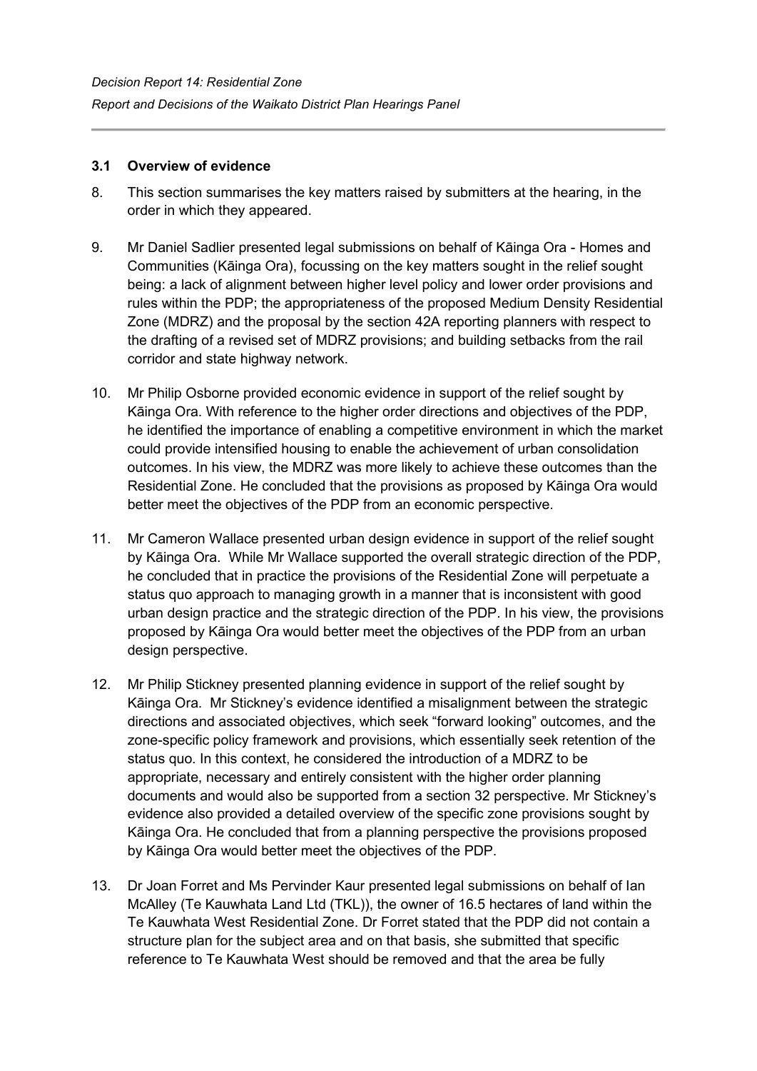### 3.1 Overview of evidence

8. This section summarises the key matters raised by submitters at the hearing, in the order in which they appeared.

9. Mr Daniel Sadlier presented legal submissions on behalf of Kāinga Ora - Homes and Communities (Kāinga Ora), focussing on the key matters sought in the relief sought being: a lack of alignment between higher level policy and lower order provisions and rules within the PDP; the appropriateness of the proposed Medium Density Residential Zone (MDRZ) and the proposal by the section 42A reporting planners with respect to the drafting of a revised set of MDRZ provisions; and building setbacks from the rail corridor and state highway network.

10. Mr Philip Osborne provided economic evidence in support of the relief sought by Kāinga Ora. With reference to the higher order directions and objectives of the PDP, he identified the importance of enabling a competitive environment in which the market could provide intensified housing to enable the achievement of urban consolidation outcomes. In his view, the MDRZ was more likely to achieve these outcomes than the Residential Zone. He concluded that the provisions as proposed by Kāinga Ora would better meet the objectives of the PDP from an economic perspective.

11. Mr Cameron Wallace presented urban design evidence in support of the relief sought by Kāinga Ora. While Mr Wallace supported the overall strategic direction of the PDP, he concluded that in practice the provisions of the Residential Zone will perpetuate a status quo approach to managing growth in a manner that is inconsistent with good urban design practice and the strategic direction of the PDP. In his view, the provisions proposed by Kāinga Ora would better meet the objectives of the PDP from an urban design perspective.

12. Mr Philip Stickney presented planning evidence in support of the relief sought by Kāinga Ora. Mr Stickney's evidence identified a misalignment between the strategic directions and associated objectives, which seek "forward looking" outcomes, and the zone-specific policy framework and provisions, which essentially seek retention of the status quo. In this context, he considered the introduction of a MDRZ to be appropriate, necessary and entirely consistent with the higher order planning documents and would also be supported from a section 32 perspective. Mr Stickney's evidence also provided a detailed overview of the specific zone provisions sought by Kāinga Ora. He concluded that from a planning perspective the provisions proposed by Kāinga Ora would better meet the objectives of the PDP.

13. Dr Joan Forret and Ms Pervinder Kaur presented legal submissions on behalf of Ian McAlley (Te Kauwhata Land Ltd (TKL)), the owner of 16.5 hectares of land within the Te Kauwhata West Residential Zone. Dr Forret stated that the PDP did not contain a structure plan for the subject area and on that basis, she submitted that specific reference to Te Kauwhata West should be removed and that the area be fully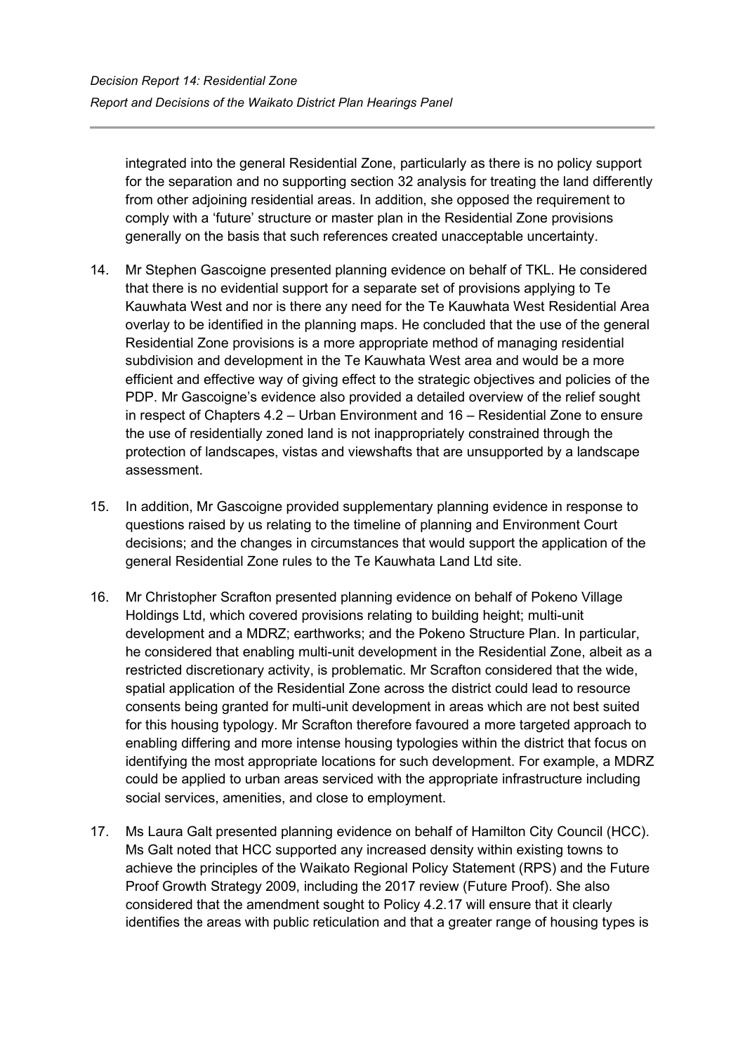integrated into the general Residential Zone, particularly as there is no policy support for the separation and no supporting section 32 analysis for treating the land differently from other adjoining residential areas. In addition, she opposed the requirement to comply with a 'future' structure or master plan in the Residential Zone provisions generally on the basis that such references created unacceptable uncertainty.

14. Mr Stephen Gascoigne presented planning evidence on behalf of TKL. He considered that there is no evidential support for a separate set of provisions applying to Te Kauwhata West and nor is there any need for the Te Kauwhata West Residential Area overlay to be identified in the planning maps. He concluded that the use of the general Residential Zone provisions is a more appropriate method of managing residential subdivision and development in the Te Kauwhata West area and would be a more efficient and effective way of giving effect to the strategic objectives and policies of the PDP. Mr Gascoigne's evidence also provided a detailed overview of the relief sought in respect of Chapters 4.2 – Urban Environment and 16 – Residential Zone to ensure the use of residentially zoned land is not inappropriately constrained through the protection of landscapes, vistas and viewshafts that are unsupported by a landscape assessment.

15. In addition, Mr Gascoigne provided supplementary planning evidence in response to questions raised by us relating to the timeline of planning and Environment Court decisions; and the changes in circumstances that would support the application of the general Residential Zone rules to the Te Kauwhata Land Ltd site.

16. Mr Christopher Scrafton presented planning evidence on behalf of Pokeno Village Holdings Ltd, which covered provisions relating to building height; multi-unit development and a MDRZ; earthworks; and the Pokeno Structure Plan. In particular, he considered that enabling multi-unit development in the Residential Zone, albeit as a restricted discretionary activity, is problematic. Mr Scrafton considered that the wide, spatial application of the Residential Zone across the district could lead to resource consents being granted for multi-unit development in areas which are not best suited for this housing typology. Mr Scrafton therefore favoured a more targeted approach to enabling differing and more intense housing typologies within the district that focus on identifying the most appropriate locations for such development. For example, a MDRZ could be applied to urban areas serviced with the appropriate infrastructure including social services, amenities, and close to employment.

17. Ms Laura Galt presented planning evidence on behalf of Hamilton City Council (HCC). Ms Galt noted that HCC supported any increased density within existing towns to achieve the principles of the Waikato Regional Policy Statement (RPS) and the Future Proof Growth Strategy 2009, including the 2017 review (Future Proof). She also considered that the amendment sought to Policy 4.2.17 will ensure that it clearly identifies the areas with public reticulation and that a greater range of housing types is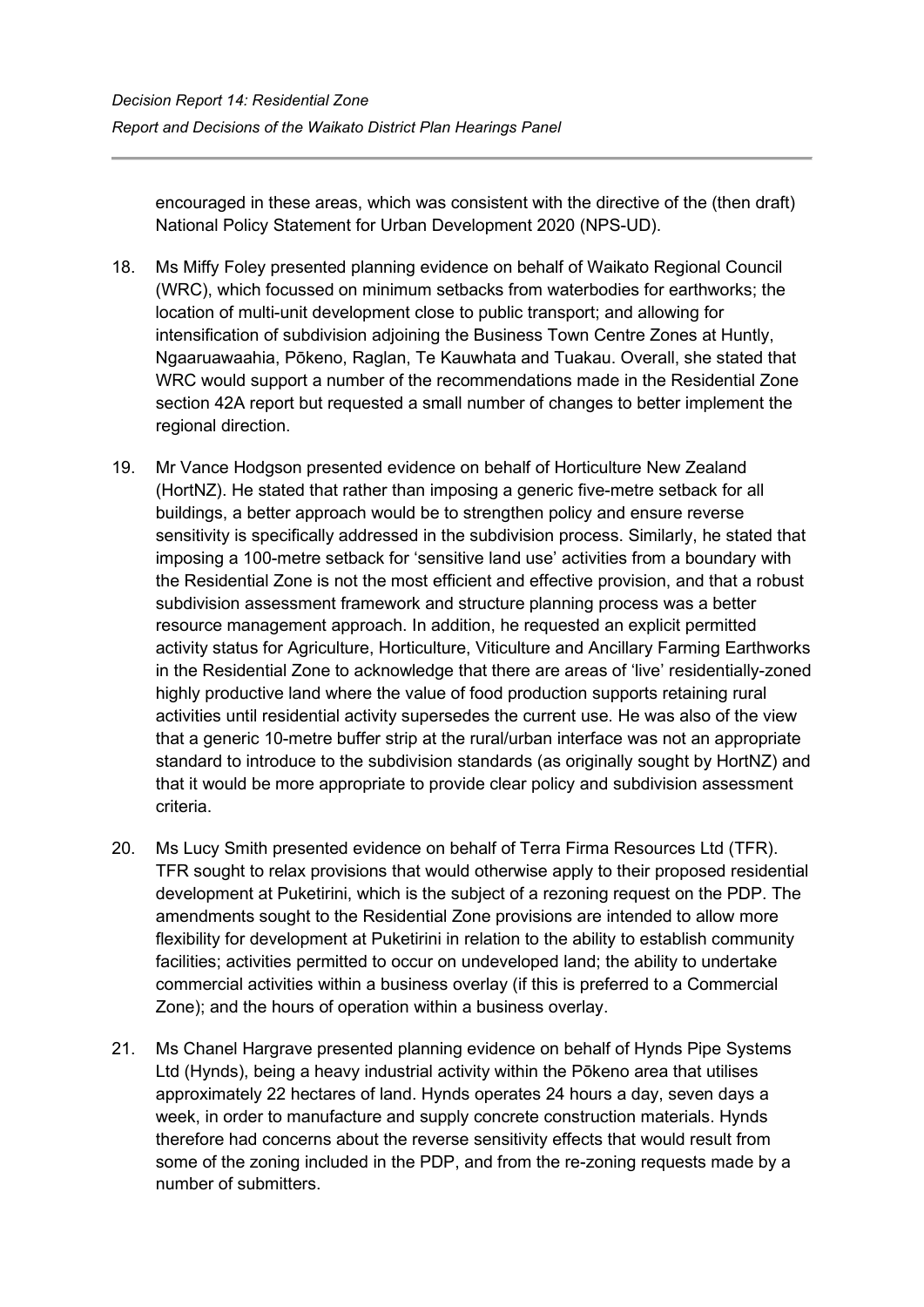encouraged in these areas, which was consistent with the directive of the (then draft) National Policy Statement for Urban Development 2020 (NPS-UD).

18. Ms Miffy Foley presented planning evidence on behalf of Waikato Regional Council (WRC), which focussed on minimum setbacks from waterbodies for earthworks; the location of multi-unit development close to public transport; and allowing for intensification of subdivision adjoining the Business Town Centre Zones at Huntly, Ngaaruawaahia, Pōkeno, Raglan, Te Kauwhata and Tuakau. Overall, she stated that WRC would support a number of the recommendations made in the Residential Zone section 42A report but requested a small number of changes to better implement the regional direction.

19. Mr Vance Hodgson presented evidence on behalf of Horticulture New Zealand (HortNZ). He stated that rather than imposing a generic five-metre setback for all buildings, a better approach would be to strengthen policy and ensure reverse sensitivity is specifically addressed in the subdivision process. Similarly, he stated that imposing a 100-metre setback for 'sensitive land use' activities from a boundary with the Residential Zone is not the most efficient and effective provision, and that a robust subdivision assessment framework and structure planning process was a better resource management approach. In addition, he requested an explicit permitted activity status for Agriculture, Horticulture, Viticulture and Ancillary Farming Earthworks in the Residential Zone to acknowledge that there are areas of 'live' residentially-zoned highly productive land where the value of food production supports retaining rural activities until residential activity supersedes the current use. He was also of the view that a generic 10-metre buffer strip at the rural/urban interface was not an appropriate standard to introduce to the subdivision standards (as originally sought by HortNZ) and that it would be more appropriate to provide clear policy and subdivision assessment criteria.

20. Ms Lucy Smith presented evidence on behalf of Terra Firma Resources Ltd (TFR). TFR sought to relax provisions that would otherwise apply to their proposed residential development at Puketirini, which is the subject of a rezoning request on the PDP. The amendments sought to the Residential Zone provisions are intended to allow more flexibility for development at Puketirini in relation to the ability to establish community facilities; activities permitted to occur on undeveloped land; the ability to undertake commercial activities within a business overlay (if this is preferred to a Commercial Zone); and the hours of operation within a business overlay.

21. Ms Chanel Hargrave presented planning evidence on behalf of Hynds Pipe Systems Ltd (Hynds), being a heavy industrial activity within the Pōkeno area that utilises approximately 22 hectares of land. Hynds operates 24 hours a day, seven days a week, in order to manufacture and supply concrete construction materials. Hynds therefore had concerns about the reverse sensitivity effects that would result from some of the zoning included in the PDP, and from the re-zoning requests made by a number of submitters.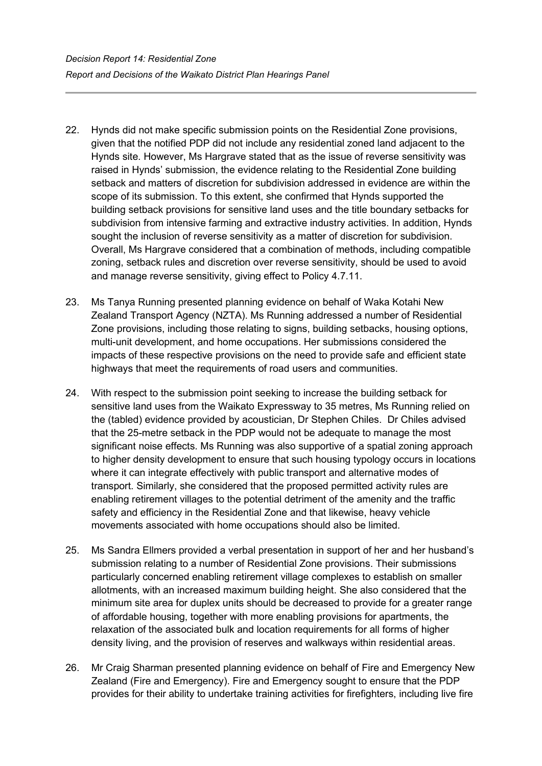22. Hynds did not make specific submission points on the Residential Zone provisions, given that the notified PDP did not include any residential zoned land adjacent to the Hynds site. However, Ms Hargrave stated that as the issue of reverse sensitivity was raised in Hynds' submission, the evidence relating to the Residential Zone building setback and matters of discretion for subdivision addressed in evidence are within the scope of its submission. To this extent, she confirmed that Hynds supported the building setback provisions for sensitive land uses and the title boundary setbacks for subdivision from intensive farming and extractive industry activities. In addition, Hynds sought the inclusion of reverse sensitivity as a matter of discretion for subdivision. Overall, Ms Hargrave considered that a combination of methods, including compatible zoning, setback rules and discretion over reverse sensitivity, should be used to avoid and manage reverse sensitivity, giving effect to Policy 4.7.11.

23. Ms Tanya Running presented planning evidence on behalf of Waka Kotahi New Zealand Transport Agency (NZTA). Ms Running addressed a number of Residential Zone provisions, including those relating to signs, building setbacks, housing options, multi-unit development, and home occupations. Her submissions considered the impacts of these respective provisions on the need to provide safe and efficient state highways that meet the requirements of road users and communities.

24. With respect to the submission point seeking to increase the building setback for sensitive land uses from the Waikato Expressway to 35 metres, Ms Running relied on the (tabled) evidence provided by acoustician, Dr Stephen Chiles. Dr Chiles advised that the 25-metre setback in the PDP would not be adequate to manage the most significant noise effects. Ms Running was also supportive of a spatial zoning approach to higher density development to ensure that such housing typology occurs in locations where it can integrate effectively with public transport and alternative modes of transport. Similarly, she considered that the proposed permitted activity rules are enabling retirement villages to the potential detriment of the amenity and the traffic safety and efficiency in the Residential Zone and that likewise, heavy vehicle movements associated with home occupations should also be limited.

25. Ms Sandra Ellmers provided a verbal presentation in support of her and her husband's submission relating to a number of Residential Zone provisions. Their submissions particularly concerned enabling retirement village complexes to establish on smaller allotments, with an increased maximum building height. She also considered that the minimum site area for duplex units should be decreased to provide for a greater range of affordable housing, together with more enabling provisions for apartments, the relaxation of the associated bulk and location requirements for all forms of higher density living, and the provision of reserves and walkways within residential areas.

26. Mr Craig Sharman presented planning evidence on behalf of Fire and Emergency New Zealand (Fire and Emergency). Fire and Emergency sought to ensure that the PDP provides for their ability to undertake training activities for firefighters, including live fire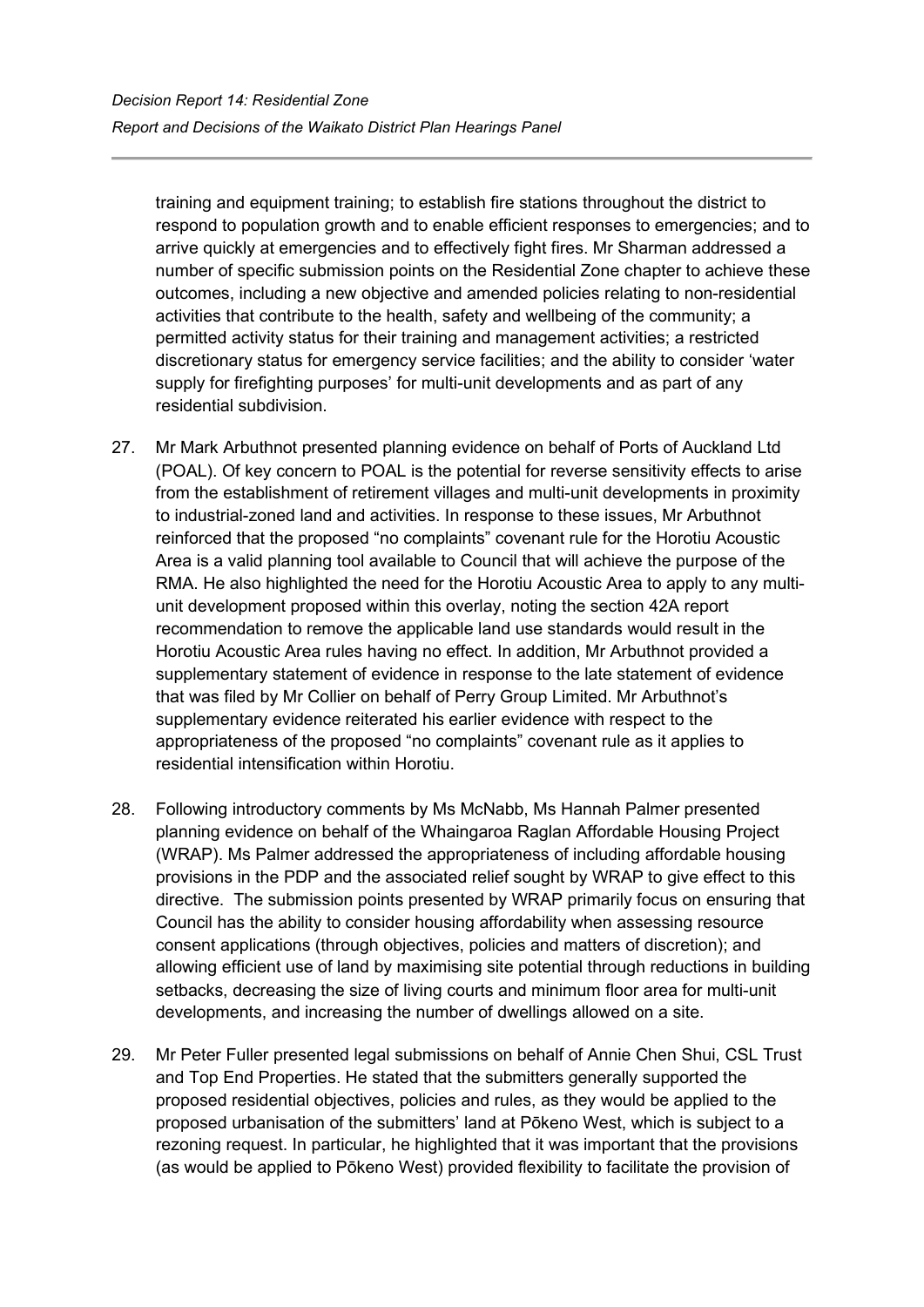training and equipment training; to establish fire stations throughout the district to respond to population growth and to enable efficient responses to emergencies; and to arrive quickly at emergencies and to effectively fight fires. Mr Sharman addressed a number of specific submission points on the Residential Zone chapter to achieve these outcomes, including a new objective and amended policies relating to non-residential activities that contribute to the health, safety and wellbeing of the community; a permitted activity status for their training and management activities; a restricted discretionary status for emergency service facilities; and the ability to consider 'water supply for firefighting purposes' for multi-unit developments and as part of any residential subdivision.

27. Mr Mark Arbuthnot presented planning evidence on behalf of Ports of Auckland Ltd (POAL). Of key concern to POAL is the potential for reverse sensitivity effects to arise from the establishment of retirement villages and multi-unit developments in proximity to industrial-zoned land and activities. In response to these issues, Mr Arbuthnot reinforced that the proposed "no complaints" covenant rule for the Horotiu Acoustic Area is a valid planning tool available to Council that will achieve the purpose of the RMA. He also highlighted the need for the Horotiu Acoustic Area to apply to any multi-unit development proposed within this overlay, noting the section 42A report recommendation to remove the applicable land use standards would result in the Horotiu Acoustic Area rules having no effect. In addition, Mr Arbuthnot provided a supplementary statement of evidence in response to the late statement of evidence that was filed by Mr Collier on behalf of Perry Group Limited. Mr Arbuthnot's supplementary evidence reiterated his earlier evidence with respect to the appropriateness of the proposed "no complaints" covenant rule as it applies to residential intensification within Horotiu.

28. Following introductory comments by Ms McNabb, Ms Hannah Palmer presented planning evidence on behalf of the Whaingaroa Raglan Affordable Housing Project (WRAP). Ms Palmer addressed the appropriateness of including affordable housing provisions in the PDP and the associated relief sought by WRAP to give effect to this directive. The submission points presented by WRAP primarily focus on ensuring that Council has the ability to consider housing affordability when assessing resource consent applications (through objectives, policies and matters of discretion); and allowing efficient use of land by maximising site potential through reductions in building setbacks, decreasing the size of living courts and minimum floor area for multi-unit developments, and increasing the number of dwellings allowed on a site.

29. Mr Peter Fuller presented legal submissions on behalf of Annie Chen Shui, CSL Trust and Top End Properties. He stated that the submitters generally supported the proposed residential objectives, policies and rules, as they would be applied to the proposed urbanisation of the submitters' land at Pōkeno West, which is subject to a rezoning request. In particular, he highlighted that it was important that the provisions (as would be applied to Pōkeno West) provided flexibility to facilitate the provision of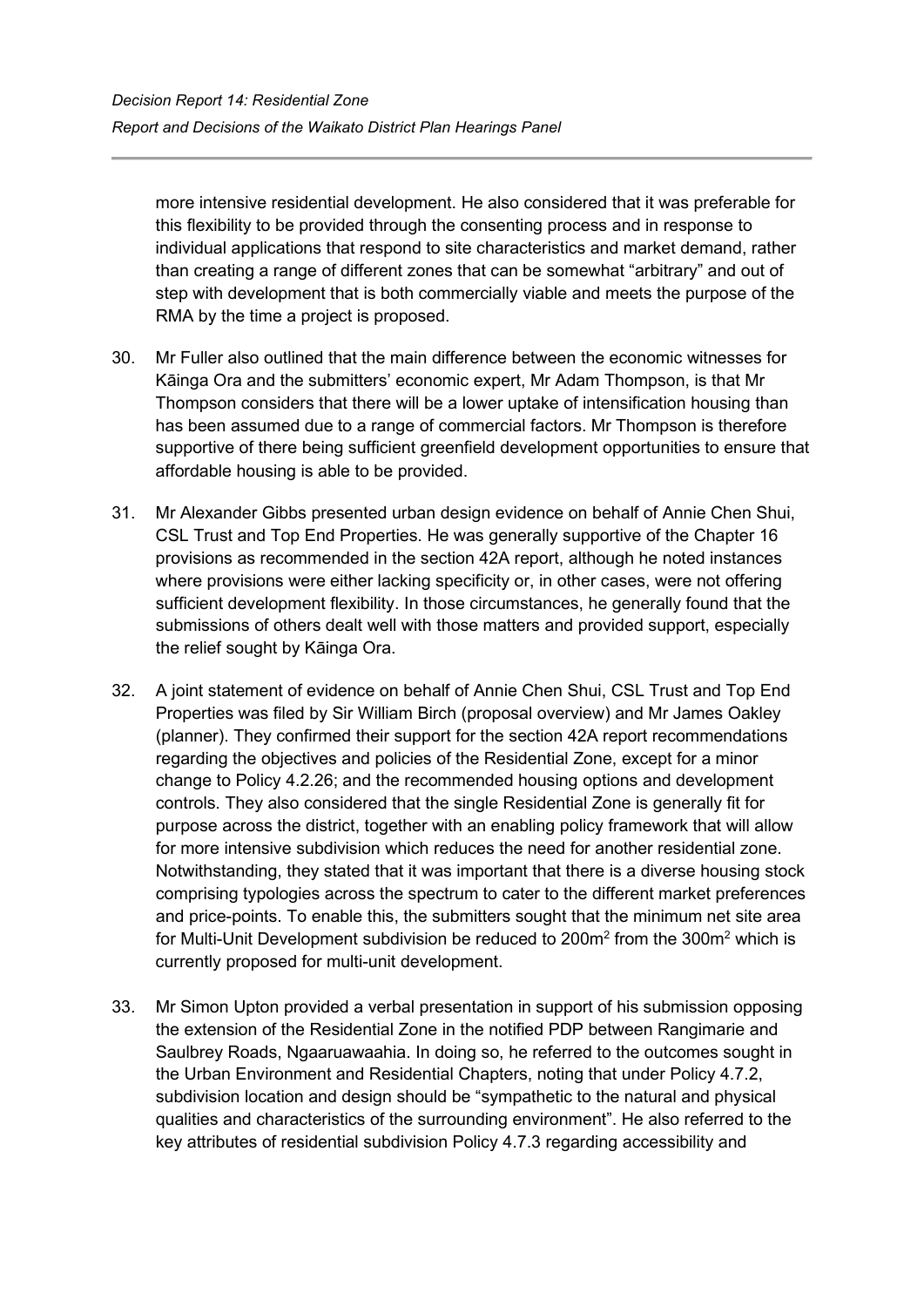more intensive residential development. He also considered that it was preferable for this flexibility to be provided through the consenting process and in response to individual applications that respond to site characteristics and market demand, rather than creating a range of different zones that can be somewhat "arbitrary" and out of step with development that is both commercially viable and meets the purpose of the RMA by the time a project is proposed.

30. Mr Fuller also outlined that the main difference between the economic witnesses for Kāinga Ora and the submitters' economic expert, Mr Adam Thompson, is that Mr Thompson considers that there will be a lower uptake of intensification housing than has been assumed due to a range of commercial factors. Mr Thompson is therefore supportive of there being sufficient greenfield development opportunities to ensure that affordable housing is able to be provided.

31. Mr Alexander Gibbs presented urban design evidence on behalf of Annie Chen Shui, CSL Trust and Top End Properties. He was generally supportive of the Chapter 16 provisions as recommended in the section 42A report, although he noted instances where provisions were either lacking specificity or, in other cases, were not offering sufficient development flexibility. In those circumstances, he generally found that the submissions of others dealt well with those matters and provided support, especially the relief sought by Kāinga Ora.

32. A joint statement of evidence on behalf of Annie Chen Shui, CSL Trust and Top End Properties was filed by Sir William Birch (proposal overview) and Mr James Oakley (planner). They confirmed their support for the section 42A report recommendations regarding the objectives and policies of the Residential Zone, except for a minor change to Policy 4.2.26; and the recommended housing options and development controls. They also considered that the single Residential Zone is generally fit for purpose across the district, together with an enabling policy framework that will allow for more intensive subdivision which reduces the need for another residential zone. Notwithstanding, they stated that it was important that there is a diverse housing stock comprising typologies across the spectrum to cater to the different market preferences and price-points. To enable this, the submitters sought that the minimum net site area for Multi-Unit Development subdivision be reduced to 200m$^2$ from the 300m$^2$ which is currently proposed for multi-unit development.

33. Mr Simon Upton provided a verbal presentation in support of his submission opposing the extension of the Residential Zone in the notified PDP between Rangimarie and Saulbrey Roads, Ngaaruawaahia. In doing so, he referred to the outcomes sought in the Urban Environment and Residential Chapters, noting that under Policy 4.7.2, subdivision location and design should be "sympathetic to the natural and physical qualities and characteristics of the surrounding environment". He also referred to the key attributes of residential subdivision Policy 4.7.3 regarding accessibility and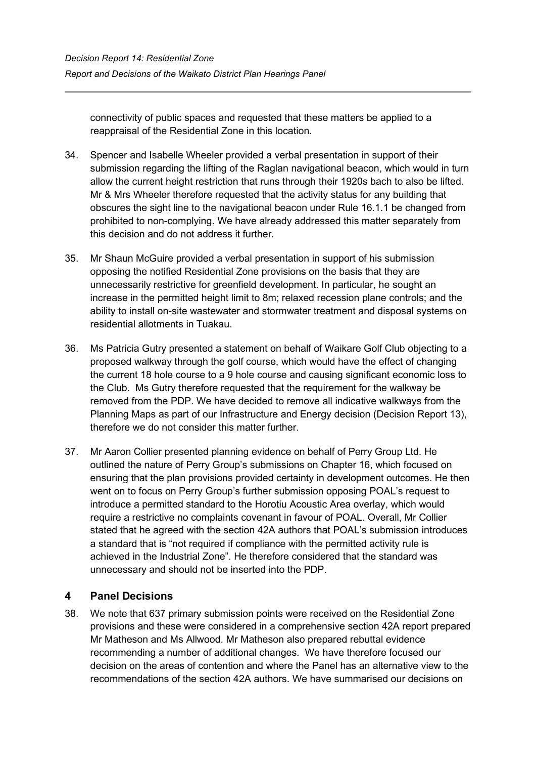connectivity of public spaces and requested that these matters be applied to a reappraisal of the Residential Zone in this location.

34. Spencer and Isabelle Wheeler provided a verbal presentation in support of their submission regarding the lifting of the Raglan navigational beacon, which would in turn allow the current height restriction that runs through their 1920s bach to also be lifted. Mr & Mrs Wheeler therefore requested that the activity status for any building that obscures the sight line to the navigational beacon under Rule 16.1.1 be changed from prohibited to non-complying. We have already addressed this matter separately from this decision and do not address it further.

35. Mr Shaun McGuire provided a verbal presentation in support of his submission opposing the notified Residential Zone provisions on the basis that they are unnecessarily restrictive for greenfield development. In particular, he sought an increase in the permitted height limit to 8m; relaxed recession plane controls; and the ability to install on-site wastewater and stormwater treatment and disposal systems on residential allotments in Tuakau.

36. Ms Patricia Gutry presented a statement on behalf of Waikare Golf Club objecting to a proposed walkway through the golf course, which would have the effect of changing the current 18 hole course to a 9 hole course and causing significant economic loss to the Club. Ms Gutry therefore requested that the requirement for the walkway be removed from the PDP. We have decided to remove all indicative walkways from the Planning Maps as part of our Infrastructure and Energy decision (Decision Report 13), therefore we do not consider this matter further.

37. Mr Aaron Collier presented planning evidence on behalf of Perry Group Ltd. He outlined the nature of Perry Group's submissions on Chapter 16, which focused on ensuring that the plan provisions provided certainty in development outcomes. He then went on to focus on Perry Group's further submission opposing POAL's request to introduce a permitted standard to the Horotiu Acoustic Area overlay, which would require a restrictive no complaints covenant in favour of POAL. Overall, Mr Collier stated that he agreed with the section 42A authors that POAL's submission introduces a standard that is "not required if compliance with the permitted activity rule is achieved in the Industrial Zone". He therefore considered that the standard was unnecessary and should not be inserted into the PDP.

## 4 Panel Decisions

38. We note that 637 primary submission points were received on the Residential Zone provisions and these were considered in a comprehensive section 42A report prepared Mr Matheson and Ms Allwood. Mr Matheson also prepared rebuttal evidence recommending a number of additional changes. We have therefore focused our decision on the areas of contention and where the Panel has an alternative view to the recommendations of the section 42A authors. We have summarised our decisions on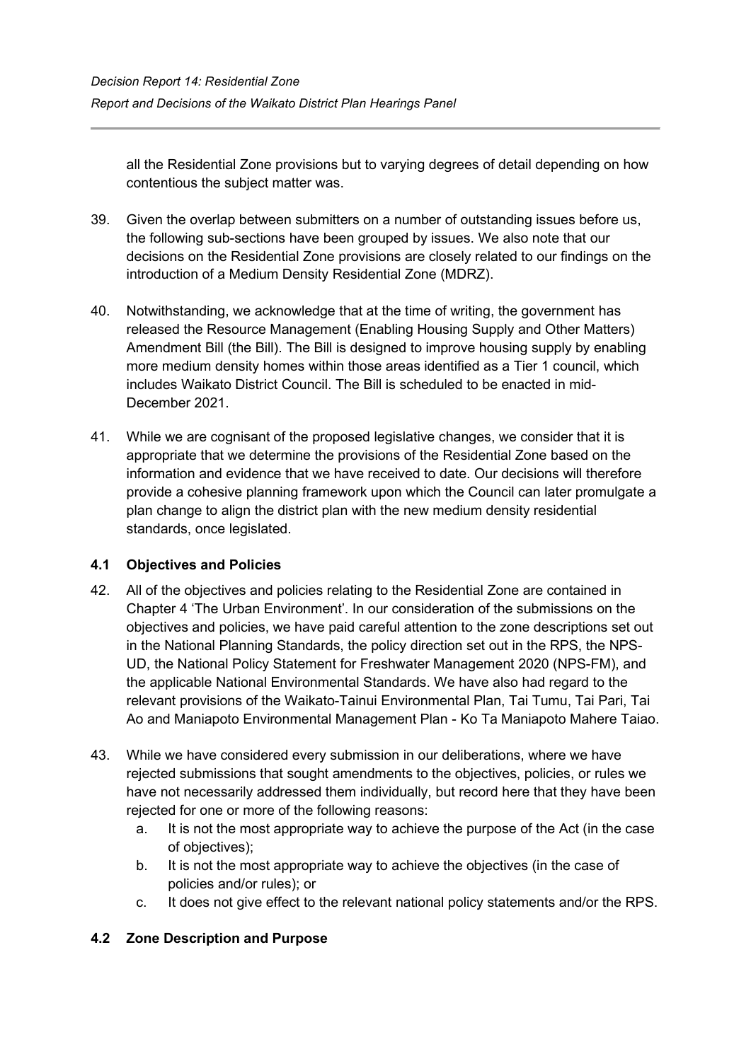all the Residential Zone provisions but to varying degrees of detail depending on how contentious the subject matter was.

39. Given the overlap between submitters on a number of outstanding issues before us, the following sub-sections have been grouped by issues. We also note that our decisions on the Residential Zone provisions are closely related to our findings on the introduction of a Medium Density Residential Zone (MDRZ).

40. Notwithstanding, we acknowledge that at the time of writing, the government has released the Resource Management (Enabling Housing Supply and Other Matters) Amendment Bill (the Bill). The Bill is designed to improve housing supply by enabling more medium density homes within those areas identified as a Tier 1 council, which includes Waikato District Council. The Bill is scheduled to be enacted in mid-December 2021.

41. While we are cognisant of the proposed legislative changes, we consider that it is appropriate that we determine the provisions of the Residential Zone based on the information and evidence that we have received to date. Our decisions will therefore provide a cohesive planning framework upon which the Council can later promulgate a plan change to align the district plan with the new medium density residential standards, once legislated.

### 4.1 Objectives and Policies

42. All of the objectives and policies relating to the Residential Zone are contained in Chapter 4 'The Urban Environment'. In our consideration of the submissions on the objectives and policies, we have paid careful attention to the zone descriptions set out in the National Planning Standards, the policy direction set out in the RPS, the NPS-UD, the National Policy Statement for Freshwater Management 2020 (NPS-FM), and the applicable National Environmental Standards. We have also had regard to the relevant provisions of the Waikato-Tainui Environmental Plan, Tai Tumu, Tai Pari, Tai Ao and Maniapoto Environmental Management Plan - Ko Ta Maniapoto Mahere Taiao.

43. While we have considered every submission in our deliberations, where we have rejected submissions that sought amendments to the objectives, policies, or rules we have not necessarily addressed them individually, but record here that they have been rejected for one or more of the following reasons:
    a. It is not the most appropriate way to achieve the purpose of the Act (in the case of objectives);
    b. It is not the most appropriate way to achieve the objectives (in the case of policies and/or rules); or
    c. It does not give effect to the relevant national policy statements and/or the RPS.

### 4.2 Zone Description and Purpose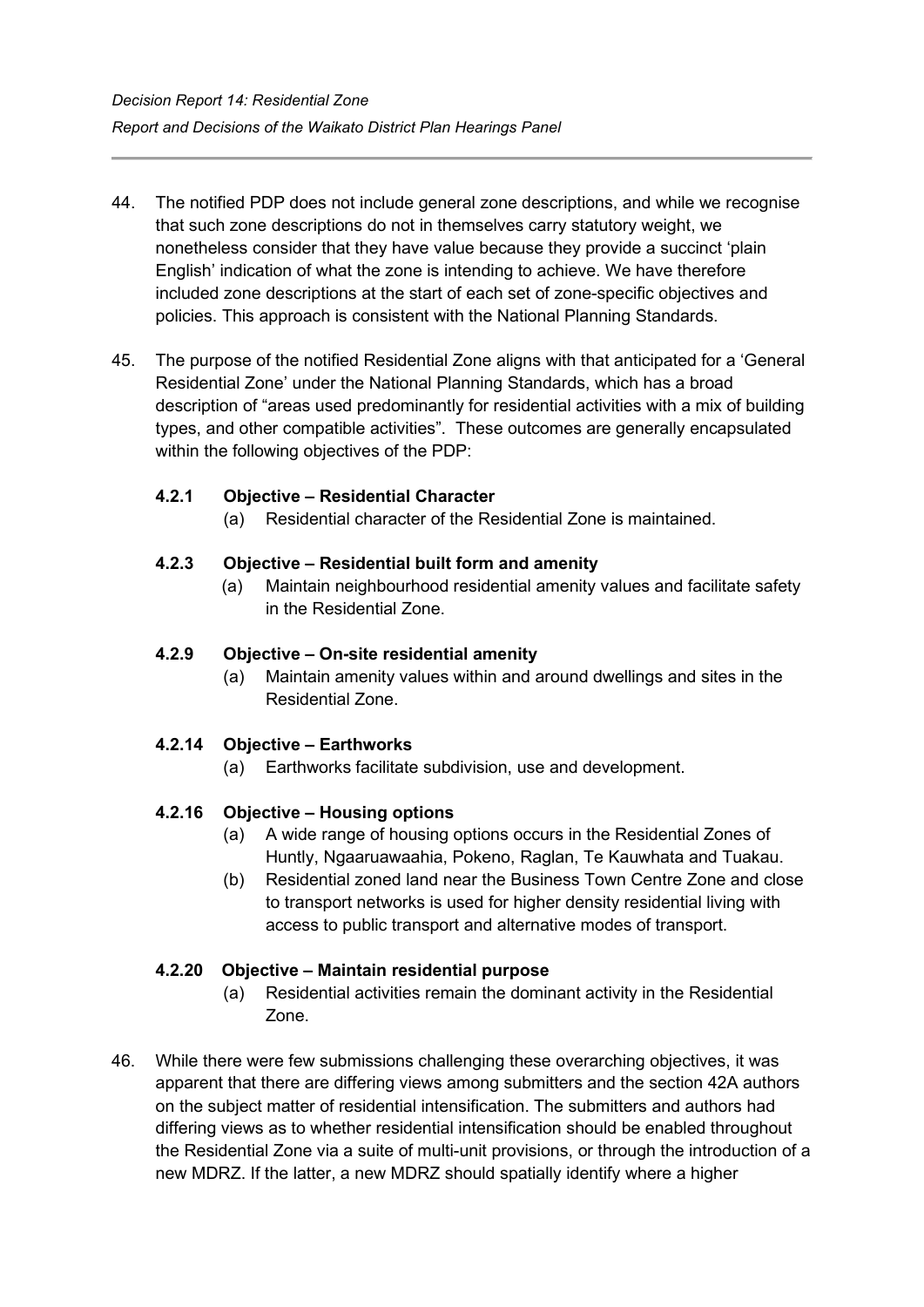44. The notified PDP does not include general zone descriptions, and while we recognise that such zone descriptions do not in themselves carry statutory weight, we nonetheless consider that they have value because they provide a succinct 'plain English' indication of what the zone is intending to achieve. We have therefore included zone descriptions at the start of each set of zone-specific objectives and policies. This approach is consistent with the National Planning Standards.

45. The purpose of the notified Residential Zone aligns with that anticipated for a 'General Residential Zone' under the National Planning Standards, which has a broad description of "areas used predominantly for residential activities with a mix of building types, and other compatible activities". These outcomes are generally encapsulated within the following objectives of the PDP:

**4.2.1 Objective – Residential Character**

(a) Residential character of the Residential Zone is maintained.

**4.2.3 Objective – Residential built form and amenity**

(a) Maintain neighbourhood residential amenity values and facilitate safety in the Residential Zone.

**4.2.9 Objective – On-site residential amenity**

(a) Maintain amenity values within and around dwellings and sites in the Residential Zone.

**4.2.14 Objective – Earthworks**

(a) Earthworks facilitate subdivision, use and development.

**4.2.16 Objective – Housing options**

(a) A wide range of housing options occurs in the Residential Zones of Huntly, Ngaaruawaahia, Pokeno, Raglan, Te Kauwhata and Tuakau.

(b) Residential zoned land near the Business Town Centre Zone and close to transport networks is used for higher density residential living with access to public transport and alternative modes of transport.

**4.2.20 Objective – Maintain residential purpose**

(a) Residential activities remain the dominant activity in the Residential Zone.

46. While there were few submissions challenging these overarching objectives, it was apparent that there are differing views among submitters and the section 42A authors on the subject matter of residential intensification. The submitters and authors had differing views as to whether residential intensification should be enabled throughout the Residential Zone via a suite of multi-unit provisions, or through the introduction of a new MDRZ. If the latter, a new MDRZ should spatially identify where a higher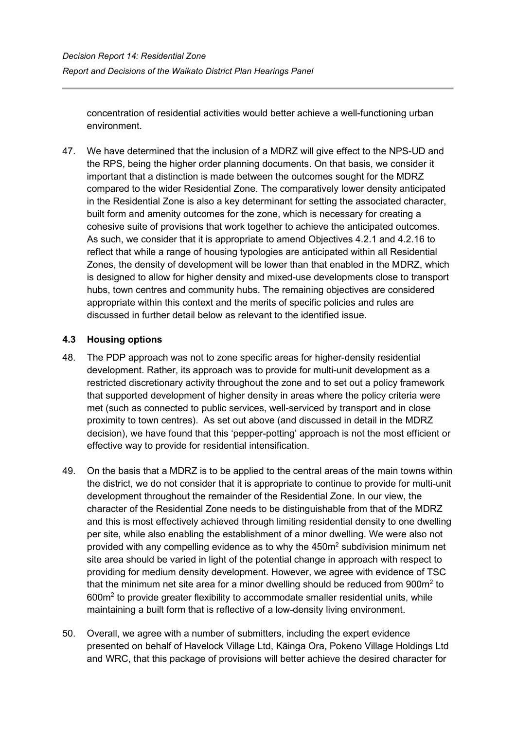concentration of residential activities would better achieve a well-functioning urban environment.

47. We have determined that the inclusion of a MDRZ will give effect to the NPS-UD and the RPS, being the higher order planning documents. On that basis, we consider it important that a distinction is made between the outcomes sought for the MDRZ compared to the wider Residential Zone. The comparatively lower density anticipated in the Residential Zone is also a key determinant for setting the associated character, built form and amenity outcomes for the zone, which is necessary for creating a cohesive suite of provisions that work together to achieve the anticipated outcomes. As such, we consider that it is appropriate to amend Objectives 4.2.1 and 4.2.16 to reflect that while a range of housing typologies are anticipated within all Residential Zones, the density of development will be lower than that enabled in the MDRZ, which is designed to allow for higher density and mixed-use developments close to transport hubs, town centres and community hubs. The remaining objectives are considered appropriate within this context and the merits of specific policies and rules are discussed in further detail below as relevant to the identified issue.

### 4.3 Housing options

48. The PDP approach was not to zone specific areas for higher-density residential development. Rather, its approach was to provide for multi-unit development as a restricted discretionary activity throughout the zone and to set out a policy framework that supported development of higher density in areas where the policy criteria were met (such as connected to public services, well-serviced by transport and in close proximity to town centres). As set out above (and discussed in detail in the MDRZ decision), we have found that this 'pepper-potting' approach is not the most efficient or effective way to provide for residential intensification.

49. On the basis that a MDRZ is to be applied to the central areas of the main towns within the district, we do not consider that it is appropriate to continue to provide for multi-unit development throughout the remainder of the Residential Zone. In our view, the character of the Residential Zone needs to be distinguishable from that of the MDRZ and this is most effectively achieved through limiting residential density to one dwelling per site, while also enabling the establishment of a minor dwelling. We were also not provided with any compelling evidence as to why the 450m$^2$ subdivision minimum net site area should be varied in light of the potential change in approach with respect to providing for medium density development. However, we agree with evidence of TSC that the minimum net site area for a minor dwelling should be reduced from 900m$^2$ to 600m$^2$ to provide greater flexibility to accommodate smaller residential units, while maintaining a built form that is reflective of a low-density living environment.

50. Overall, we agree with a number of submitters, including the expert evidence presented on behalf of Havelock Village Ltd, Kāinga Ora, Pokeno Village Holdings Ltd and WRC, that this package of provisions will better achieve the desired character for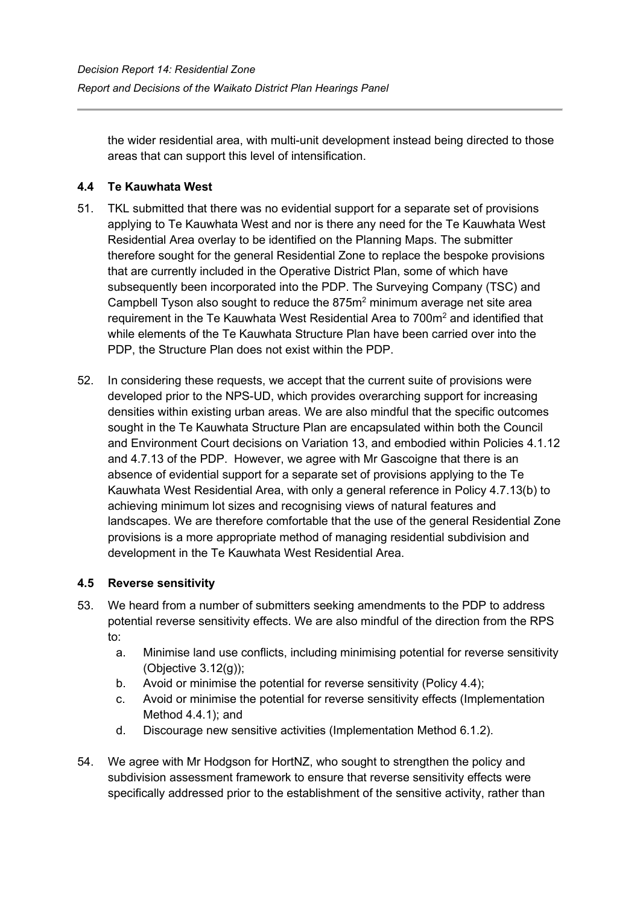the wider residential area, with multi-unit development instead being directed to those areas that can support this level of intensification.

### 4.4 Te Kauwhata West

51. TKL submitted that there was no evidential support for a separate set of provisions applying to Te Kauwhata West and nor is there any need for the Te Kauwhata West Residential Area overlay to be identified on the Planning Maps. The submitter therefore sought for the general Residential Zone to replace the bespoke provisions that are currently included in the Operative District Plan, some of which have subsequently been incorporated into the PDP. The Surveying Company (TSC) and Campbell Tyson also sought to reduce the 875m² minimum average net site area requirement in the Te Kauwhata West Residential Area to 700m² and identified that while elements of the Te Kauwhata Structure Plan have been carried over into the PDP, the Structure Plan does not exist within the PDP.

52. In considering these requests, we accept that the current suite of provisions were developed prior to the NPS-UD, which provides overarching support for increasing densities within existing urban areas. We are also mindful that the specific outcomes sought in the Te Kauwhata Structure Plan are encapsulated within both the Council and Environment Court decisions on Variation 13, and embodied within Policies 4.1.12 and 4.7.13 of the PDP. However, we agree with Mr Gascoigne that there is an absence of evidential support for a separate set of provisions applying to the Te Kauwhata West Residential Area, with only a general reference in Policy 4.7.13(b) to achieving minimum lot sizes and recognising views of natural features and landscapes. We are therefore comfortable that the use of the general Residential Zone provisions is a more appropriate method of managing residential subdivision and development in the Te Kauwhata West Residential Area.

### 4.5 Reverse sensitivity

53. We heard from a number of submitters seeking amendments to the PDP to address potential reverse sensitivity effects. We are also mindful of the direction from the RPS to:
    a. Minimise land use conflicts, including minimising potential for reverse sensitivity (Objective 3.12(g));
    b. Avoid or minimise the potential for reverse sensitivity (Policy 4.4);
    c. Avoid or minimise the potential for reverse sensitivity effects (Implementation Method 4.4.1); and
    d. Discourage new sensitive activities (Implementation Method 6.1.2).

54. We agree with Mr Hodgson for HortNZ, who sought to strengthen the policy and subdivision assessment framework to ensure that reverse sensitivity effects were specifically addressed prior to the establishment of the sensitive activity, rather than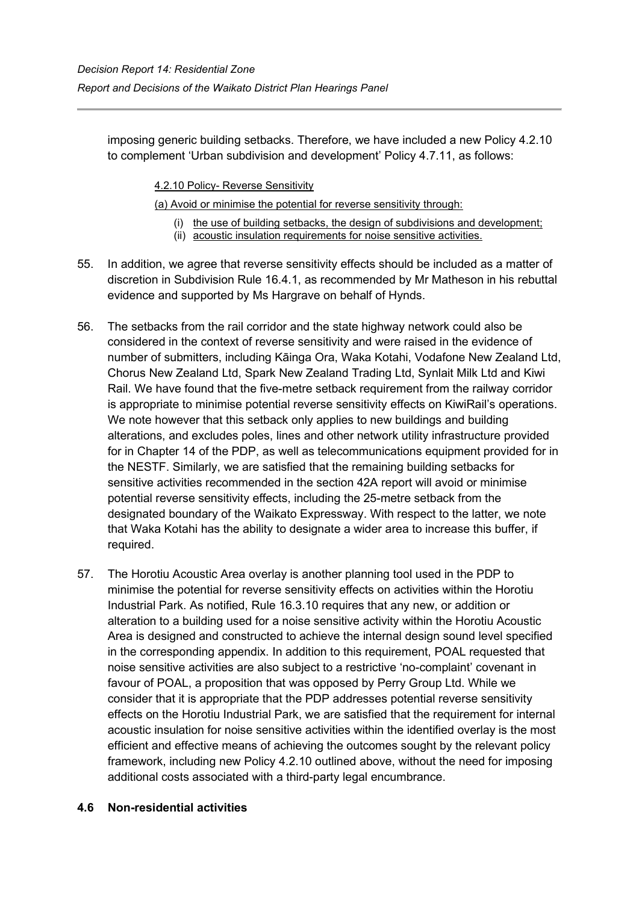imposing generic building setbacks. Therefore, we have included a new Policy 4.2.10 to complement 'Urban subdivision and development' Policy 4.7.11, as follows:

> 4.2.10 Policy- Reverse Sensitivity
>
> (a) Avoid or minimise the potential for reverse sensitivity through:
>
> (i) the use of building setbacks, the design of subdivisions and development;
>
> (ii) acoustic insulation requirements for noise sensitive activities.

55. In addition, we agree that reverse sensitivity effects should be included as a matter of discretion in Subdivision Rule 16.4.1, as recommended by Mr Matheson in his rebuttal evidence and supported by Ms Hargrave on behalf of Hynds.

56. The setbacks from the rail corridor and the state highway network could also be considered in the context of reverse sensitivity and were raised in the evidence of number of submitters, including Kāinga Ora, Waka Kotahi, Vodafone New Zealand Ltd, Chorus New Zealand Ltd, Spark New Zealand Trading Ltd, Synlait Milk Ltd and Kiwi Rail. We have found that the five-metre setback requirement from the railway corridor is appropriate to minimise potential reverse sensitivity effects on KiwiRail's operations. We note however that this setback only applies to new buildings and building alterations, and excludes poles, lines and other network utility infrastructure provided for in Chapter 14 of the PDP, as well as telecommunications equipment provided for in the NESTF. Similarly, we are satisfied that the remaining building setbacks for sensitive activities recommended in the section 42A report will avoid or minimise potential reverse sensitivity effects, including the 25-metre setback from the designated boundary of the Waikato Expressway. With respect to the latter, we note that Waka Kotahi has the ability to designate a wider area to increase this buffer, if required.

57. The Horotiu Acoustic Area overlay is another planning tool used in the PDP to minimise the potential for reverse sensitivity effects on activities within the Horotiu Industrial Park. As notified, Rule 16.3.10 requires that any new, or addition or alteration to a building used for a noise sensitive activity within the Horotiu Acoustic Area is designed and constructed to achieve the internal design sound level specified in the corresponding appendix. In addition to this requirement, POAL requested that noise sensitive activities are also subject to a restrictive 'no-complaint' covenant in favour of POAL, a proposition that was opposed by Perry Group Ltd. While we consider that it is appropriate that the PDP addresses potential reverse sensitivity effects on the Horotiu Industrial Park, we are satisfied that the requirement for internal acoustic insulation for noise sensitive activities within the identified overlay is the most efficient and effective means of achieving the outcomes sought by the relevant policy framework, including new Policy 4.2.10 outlined above, without the need for imposing additional costs associated with a third-party legal encumbrance.

### 4.6 Non-residential activities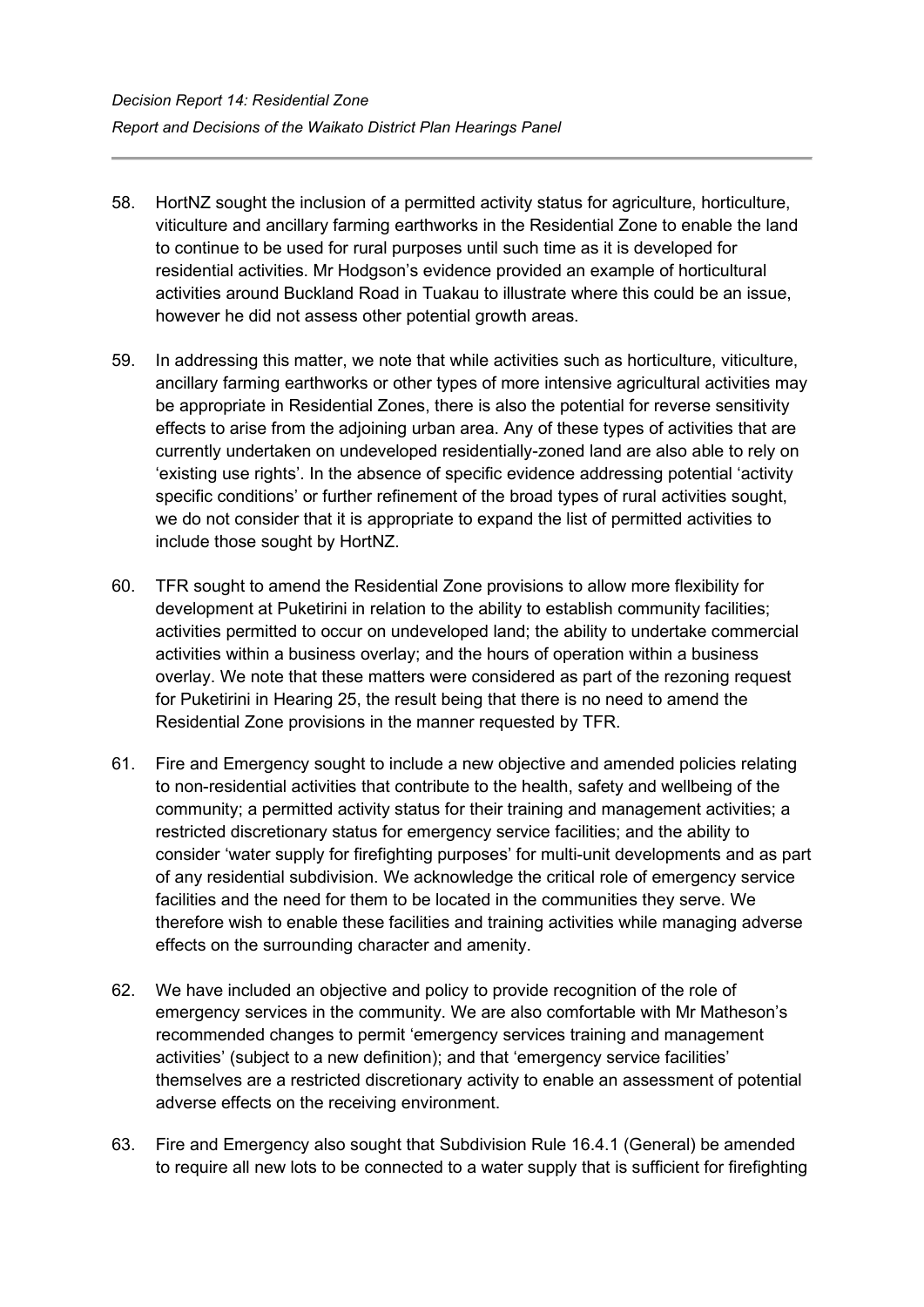58. HortNZ sought the inclusion of a permitted activity status for agriculture, horticulture, viticulture and ancillary farming earthworks in the Residential Zone to enable the land to continue to be used for rural purposes until such time as it is developed for residential activities. Mr Hodgson's evidence provided an example of horticultural activities around Buckland Road in Tuakau to illustrate where this could be an issue, however he did not assess other potential growth areas.

59. In addressing this matter, we note that while activities such as horticulture, viticulture, ancillary farming earthworks or other types of more intensive agricultural activities may be appropriate in Residential Zones, there is also the potential for reverse sensitivity effects to arise from the adjoining urban area. Any of these types of activities that are currently undertaken on undeveloped residentially-zoned land are also able to rely on 'existing use rights'. In the absence of specific evidence addressing potential 'activity specific conditions' or further refinement of the broad types of rural activities sought, we do not consider that it is appropriate to expand the list of permitted activities to include those sought by HortNZ.

60. TFR sought to amend the Residential Zone provisions to allow more flexibility for development at Puketirini in relation to the ability to establish community facilities; activities permitted to occur on undeveloped land; the ability to undertake commercial activities within a business overlay; and the hours of operation within a business overlay. We note that these matters were considered as part of the rezoning request for Puketirini in Hearing 25, the result being that there is no need to amend the Residential Zone provisions in the manner requested by TFR.

61. Fire and Emergency sought to include a new objective and amended policies relating to non-residential activities that contribute to the health, safety and wellbeing of the community; a permitted activity status for their training and management activities; a restricted discretionary status for emergency service facilities; and the ability to consider 'water supply for firefighting purposes' for multi-unit developments and as part of any residential subdivision. We acknowledge the critical role of emergency service facilities and the need for them to be located in the communities they serve. We therefore wish to enable these facilities and training activities while managing adverse effects on the surrounding character and amenity.

62. We have included an objective and policy to provide recognition of the role of emergency services in the community. We are also comfortable with Mr Matheson's recommended changes to permit 'emergency services training and management activities' (subject to a new definition); and that 'emergency service facilities' themselves are a restricted discretionary activity to enable an assessment of potential adverse effects on the receiving environment.

63. Fire and Emergency also sought that Subdivision Rule 16.4.1 (General) be amended to require all new lots to be connected to a water supply that is sufficient for firefighting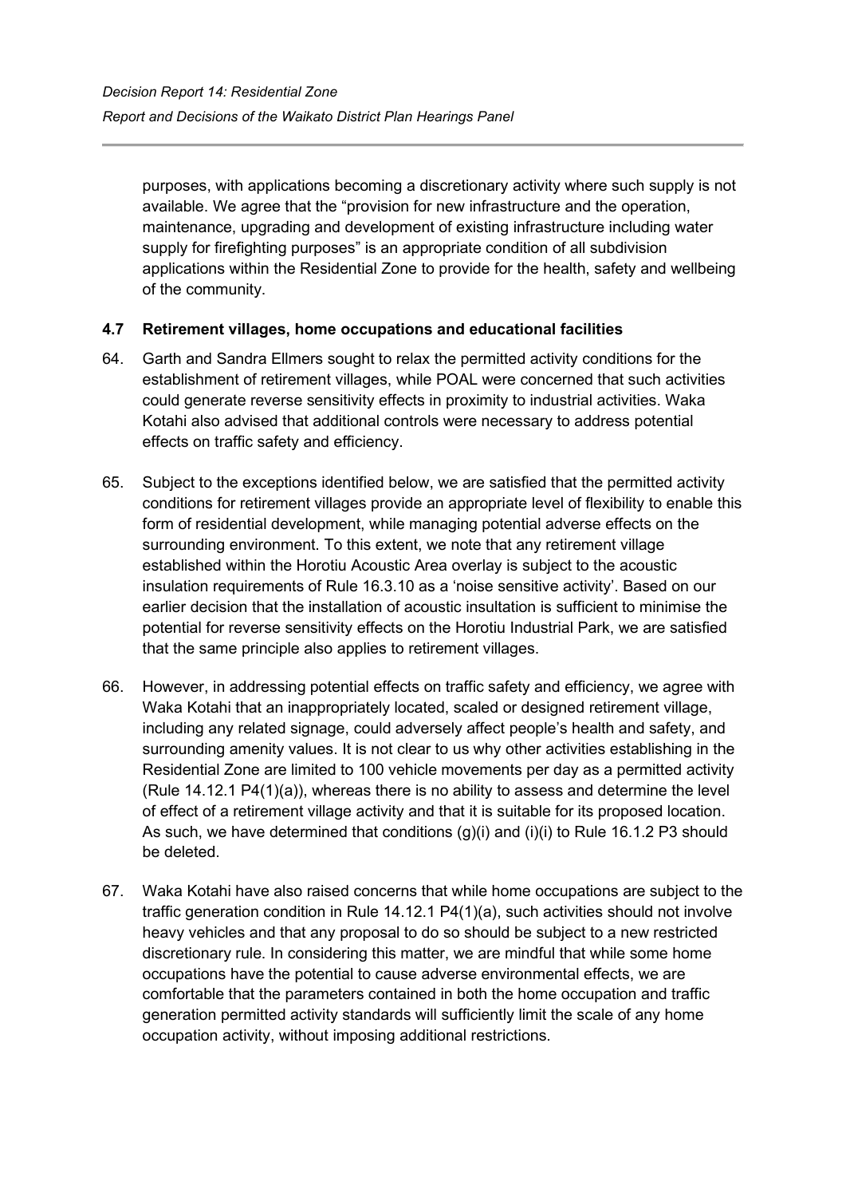purposes, with applications becoming a discretionary activity where such supply is not available. We agree that the "provision for new infrastructure and the operation, maintenance, upgrading and development of existing infrastructure including water supply for firefighting purposes" is an appropriate condition of all subdivision applications within the Residential Zone to provide for the health, safety and wellbeing of the community.

### 4.7 Retirement villages, home occupations and educational facilities

64. Garth and Sandra Ellmers sought to relax the permitted activity conditions for the establishment of retirement villages, while POAL were concerned that such activities could generate reverse sensitivity effects in proximity to industrial activities. Waka Kotahi also advised that additional controls were necessary to address potential effects on traffic safety and efficiency.

65. Subject to the exceptions identified below, we are satisfied that the permitted activity conditions for retirement villages provide an appropriate level of flexibility to enable this form of residential development, while managing potential adverse effects on the surrounding environment. To this extent, we note that any retirement village established within the Horotiu Acoustic Area overlay is subject to the acoustic insulation requirements of Rule 16.3.10 as a 'noise sensitive activity'. Based on our earlier decision that the installation of acoustic insultation is sufficient to minimise the potential for reverse sensitivity effects on the Horotiu Industrial Park, we are satisfied that the same principle also applies to retirement villages.

66. However, in addressing potential effects on traffic safety and efficiency, we agree with Waka Kotahi that an inappropriately located, scaled or designed retirement village, including any related signage, could adversely affect people's health and safety, and surrounding amenity values. It is not clear to us why other activities establishing in the Residential Zone are limited to 100 vehicle movements per day as a permitted activity (Rule 14.12.1 P4(1)(a)), whereas there is no ability to assess and determine the level of effect of a retirement village activity and that it is suitable for its proposed location. As such, we have determined that conditions (g)(i) and (i)(i) to Rule 16.1.2 P3 should be deleted.

67. Waka Kotahi have also raised concerns that while home occupations are subject to the traffic generation condition in Rule 14.12.1 P4(1)(a), such activities should not involve heavy vehicles and that any proposal to do so should be subject to a new restricted discretionary rule. In considering this matter, we are mindful that while some home occupations have the potential to cause adverse environmental effects, we are comfortable that the parameters contained in both the home occupation and traffic generation permitted activity standards will sufficiently limit the scale of any home occupation activity, without imposing additional restrictions.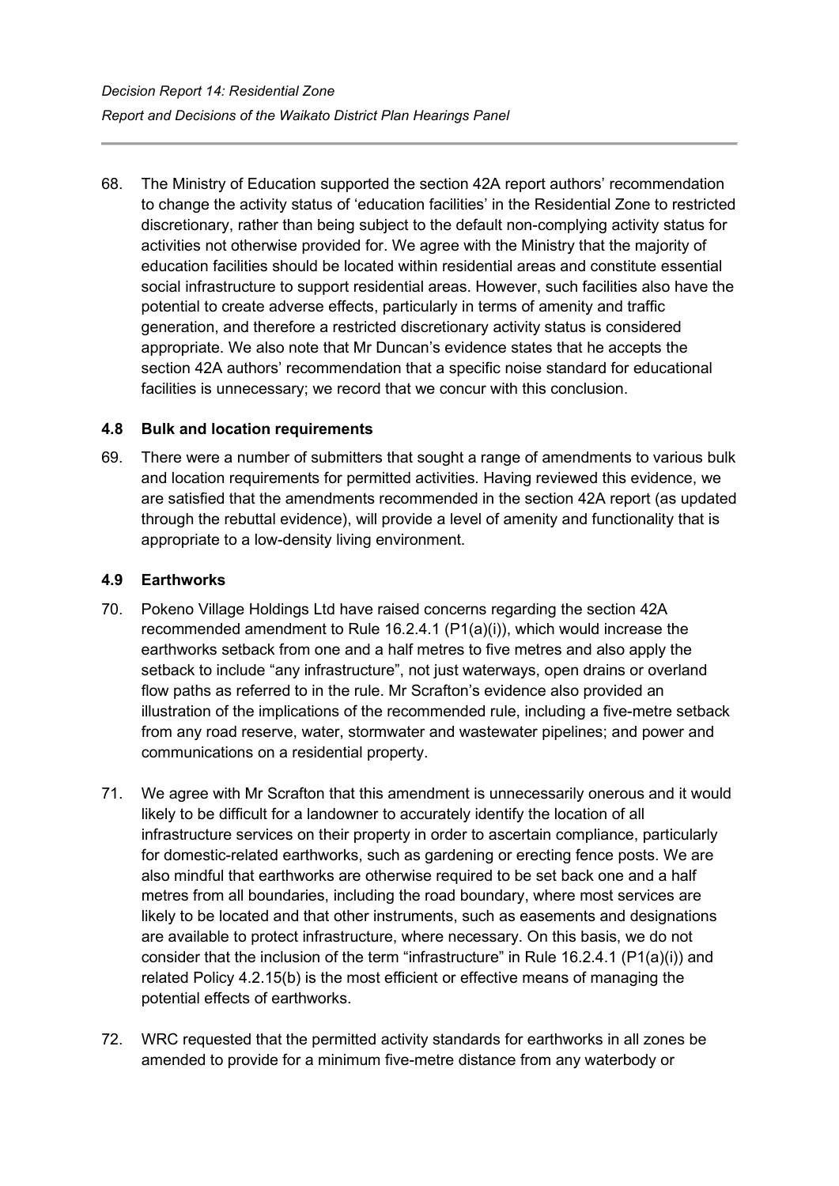68. The Ministry of Education supported the section 42A report authors' recommendation to change the activity status of 'education facilities' in the Residential Zone to restricted discretionary, rather than being subject to the default non-complying activity status for activities not otherwise provided for. We agree with the Ministry that the majority of education facilities should be located within residential areas and constitute essential social infrastructure to support residential areas. However, such facilities also have the potential to create adverse effects, particularly in terms of amenity and traffic generation, and therefore a restricted discretionary activity status is considered appropriate. We also note that Mr Duncan's evidence states that he accepts the section 42A authors' recommendation that a specific noise standard for educational facilities is unnecessary; we record that we concur with this conclusion.

### 4.8 Bulk and location requirements

69. There were a number of submitters that sought a range of amendments to various bulk and location requirements for permitted activities. Having reviewed this evidence, we are satisfied that the amendments recommended in the section 42A report (as updated through the rebuttal evidence), will provide a level of amenity and functionality that is appropriate to a low-density living environment.

### 4.9 Earthworks

70. Pokeno Village Holdings Ltd have raised concerns regarding the section 42A recommended amendment to Rule 16.2.4.1 (P1(a)(i)), which would increase the earthworks setback from one and a half metres to five metres and also apply the setback to include "any infrastructure", not just waterways, open drains or overland flow paths as referred to in the rule. Mr Scrafton's evidence also provided an illustration of the implications of the recommended rule, including a five-metre setback from any road reserve, water, stormwater and wastewater pipelines; and power and communications on a residential property.

71. We agree with Mr Scrafton that this amendment is unnecessarily onerous and it would likely to be difficult for a landowner to accurately identify the location of all infrastructure services on their property in order to ascertain compliance, particularly for domestic-related earthworks, such as gardening or erecting fence posts. We are also mindful that earthworks are otherwise required to be set back one and a half metres from all boundaries, including the road boundary, where most services are likely to be located and that other instruments, such as easements and designations are available to protect infrastructure, where necessary. On this basis, we do not consider that the inclusion of the term "infrastructure" in Rule 16.2.4.1 (P1(a)(i)) and related Policy 4.2.15(b) is the most efficient or effective means of managing the potential effects of earthworks.

72. WRC requested that the permitted activity standards for earthworks in all zones be amended to provide for a minimum five-metre distance from any waterbody or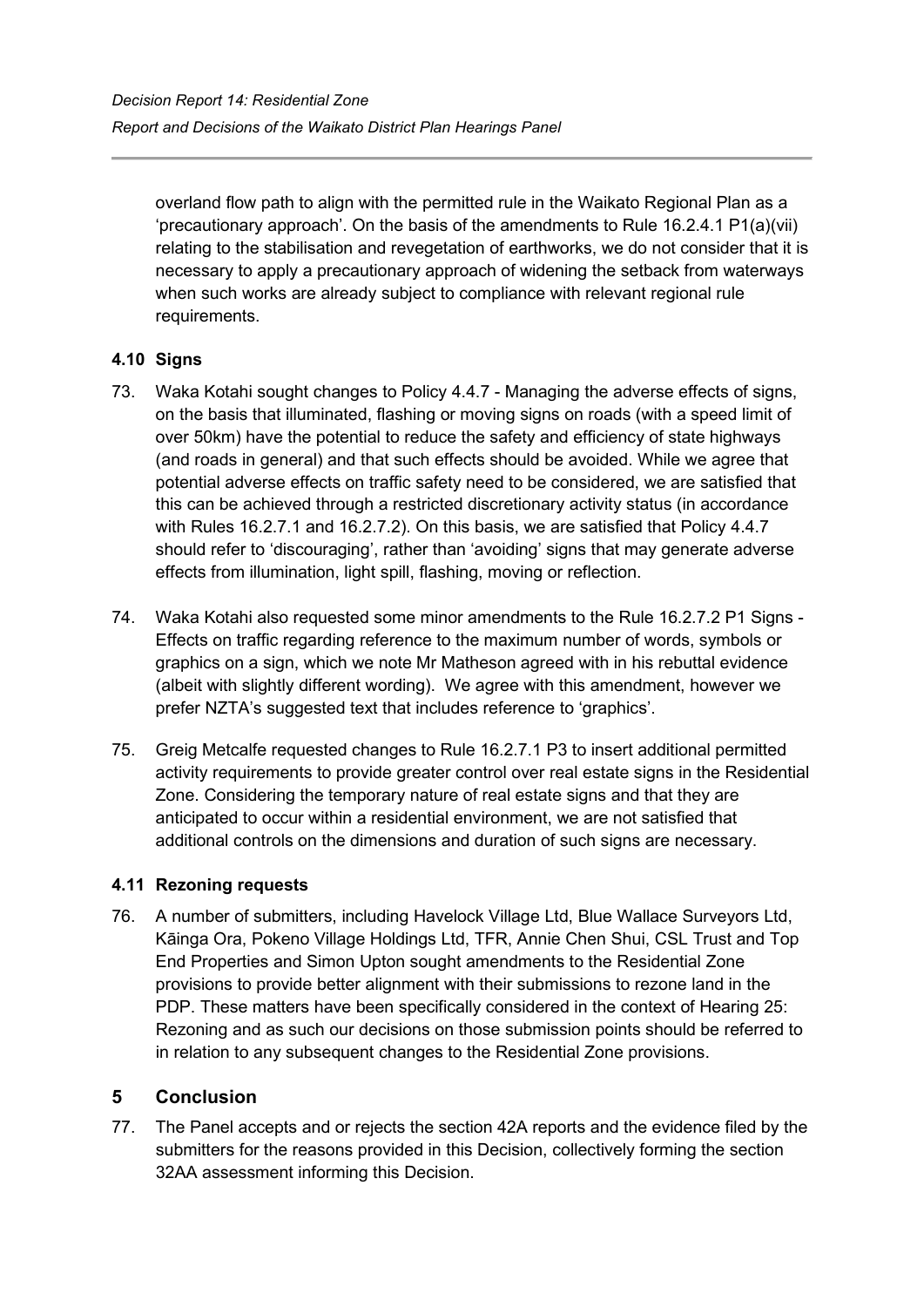overland flow path to align with the permitted rule in the Waikato Regional Plan as a 'precautionary approach'. On the basis of the amendments to Rule 16.2.4.1 P1(a)(vii) relating to the stabilisation and revegetation of earthworks, we do not consider that it is necessary to apply a precautionary approach of widening the setback from waterways when such works are already subject to compliance with relevant regional rule requirements.

### 4.10 Signs

73. Waka Kotahi sought changes to Policy 4.4.7 - Managing the adverse effects of signs, on the basis that illuminated, flashing or moving signs on roads (with a speed limit of over 50km) have the potential to reduce the safety and efficiency of state highways (and roads in general) and that such effects should be avoided. While we agree that potential adverse effects on traffic safety need to be considered, we are satisfied that this can be achieved through a restricted discretionary activity status (in accordance with Rules 16.2.7.1 and 16.2.7.2). On this basis, we are satisfied that Policy 4.4.7 should refer to 'discouraging', rather than 'avoiding' signs that may generate adverse effects from illumination, light spill, flashing, moving or reflection.

74. Waka Kotahi also requested some minor amendments to the Rule 16.2.7.2 P1 Signs - Effects on traffic regarding reference to the maximum number of words, symbols or graphics on a sign, which we note Mr Matheson agreed with in his rebuttal evidence (albeit with slightly different wording). We agree with this amendment, however we prefer NZTA's suggested text that includes reference to 'graphics'.

75. Greig Metcalfe requested changes to Rule 16.2.7.1 P3 to insert additional permitted activity requirements to provide greater control over real estate signs in the Residential Zone. Considering the temporary nature of real estate signs and that they are anticipated to occur within a residential environment, we are not satisfied that additional controls on the dimensions and duration of such signs are necessary.

### 4.11 Rezoning requests

76. A number of submitters, including Havelock Village Ltd, Blue Wallace Surveyors Ltd, Kāinga Ora, Pokeno Village Holdings Ltd, TFR, Annie Chen Shui, CSL Trust and Top End Properties and Simon Upton sought amendments to the Residential Zone provisions to provide better alignment with their submissions to rezone land in the PDP. These matters have been specifically considered in the context of Hearing 25: Rezoning and as such our decisions on those submission points should be referred to in relation to any subsequent changes to the Residential Zone provisions.

## 5 Conclusion

77. The Panel accepts and or rejects the section 42A reports and the evidence filed by the submitters for the reasons provided in this Decision, collectively forming the section 32AA assessment informing this Decision.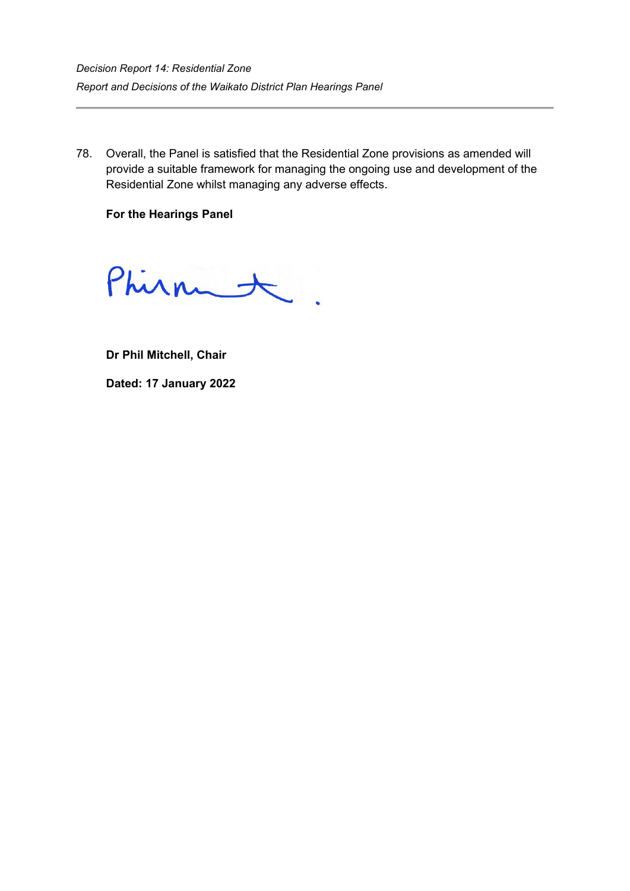78. Overall, the Panel is satisfied that the Residential Zone provisions as amended will provide a suitable framework for managing the ongoing use and development of the Residential Zone whilst managing any adverse effects.

**For the Hearings Panel**

**Dr Phil Mitchell, Chair**

**Dated: 17 January 2022**